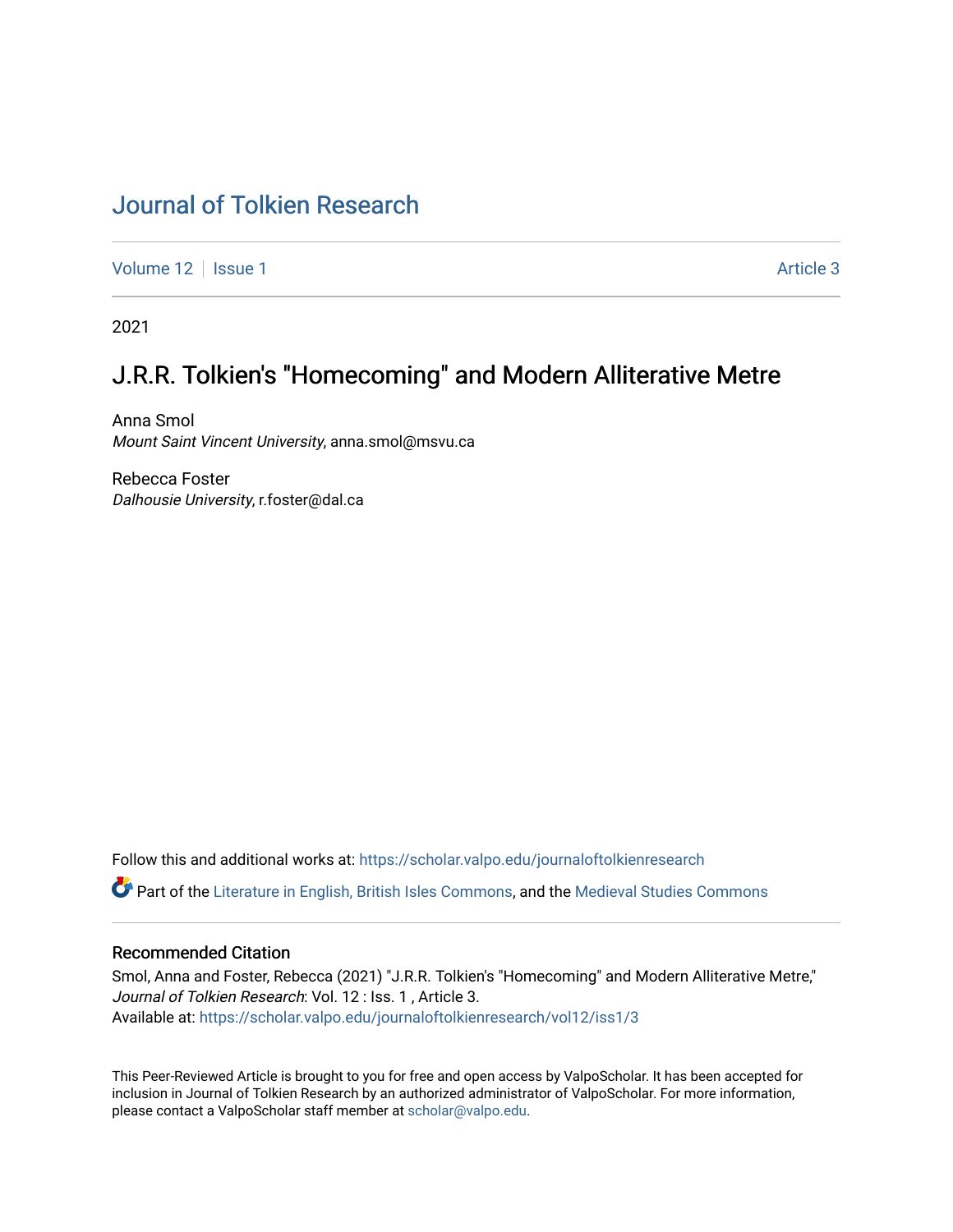# Journal of Tolkien Research

Volume 12 | Issue 1 | Article 3

2021

## J.R.R. Tolkien's "Homecoming" and Modern Alliterative Metre

Anna Smol
*Mount Saint Vincent University*, anna.smol@msvu.ca

Rebecca Foster
*Dalhousie University*, r.foster@dal.ca

Follow this and additional works at: https://scholar.valpo.edu/journaloftolkienresearch

Part of the Literature in English, British Isles Commons, and the Medieval Studies Commons

### Recommended Citation

Smol, Anna and Foster, Rebecca (2021) "J.R.R. Tolkien's "Homecoming" and Modern Alliterative Metre," *Journal of Tolkien Research*: Vol. 12 : Iss. 1 , Article 3.
Available at: https://scholar.valpo.edu/journaloftolkienresearch/vol12/iss1/3

This Peer-Reviewed Article is brought to you for free and open access by ValpoScholar. It has been accepted for inclusion in Journal of Tolkien Research by an authorized administrator of ValpoScholar. For more information, please contact a ValpoScholar staff member at scholar@valpo.edu.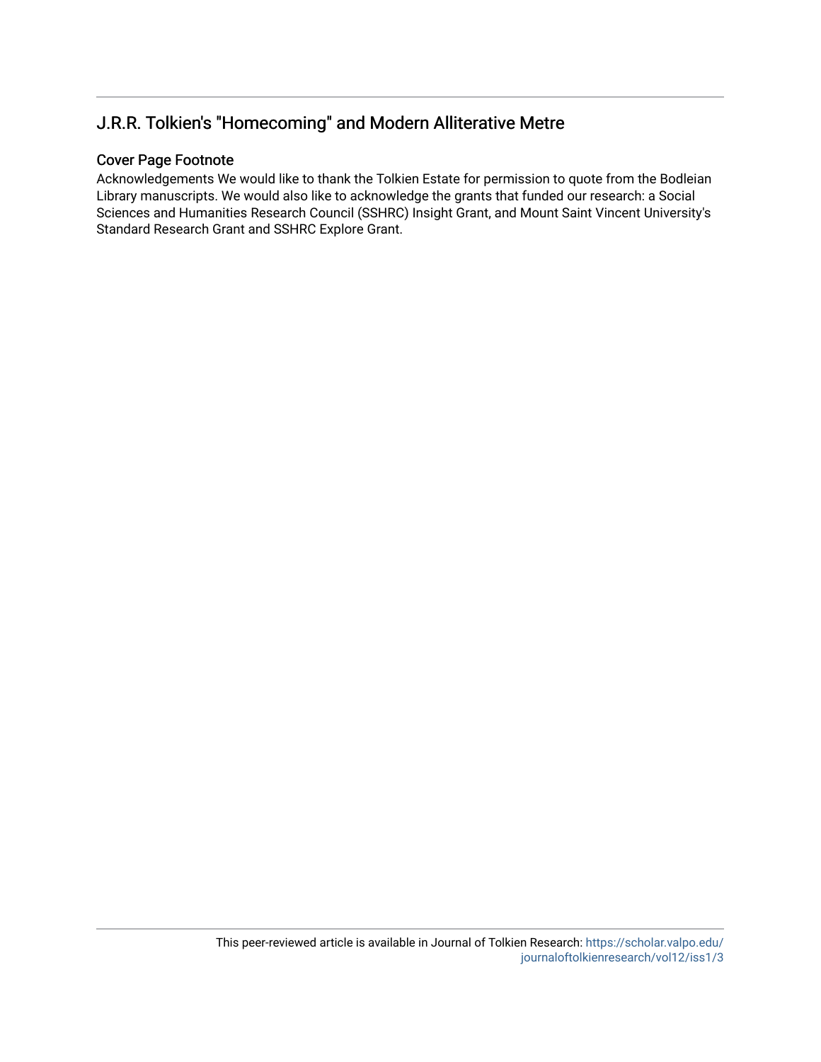## J.R.R. Tolkien's "Homecoming" and Modern Alliterative Metre

### Cover Page Footnote

Acknowledgements We would like to thank the Tolkien Estate for permission to quote from the Bodleian Library manuscripts. We would also like to acknowledge the grants that funded our research: a Social Sciences and Humanities Research Council (SSHRC) Insight Grant, and Mount Saint Vincent University's Standard Research Grant and SSHRC Explore Grant.

This peer-reviewed article is available in Journal of Tolkien Research: https://scholar.valpo.edu/journaloftolkienresearch/vol12/iss1/3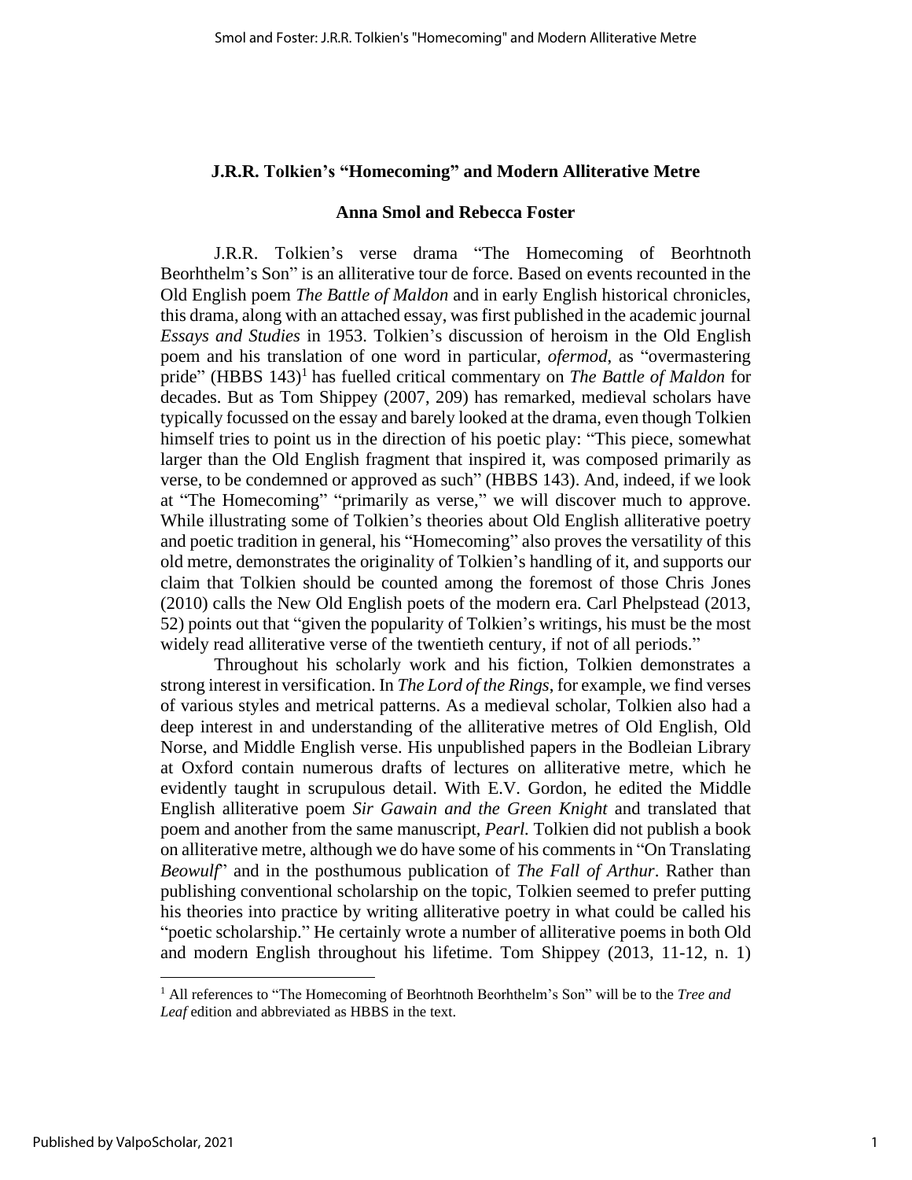## J.R.R. Tolkien's "Homecoming" and Modern Alliterative Metre

### Anna Smol and Rebecca Foster

J.R.R. Tolkien's verse drama "The Homecoming of Beorhtnoth Beorhthelm's Son" is an alliterative tour de force. Based on events recounted in the Old English poem *The Battle of Maldon* and in early English historical chronicles, this drama, along with an attached essay, was first published in the academic journal *Essays and Studies* in 1953. Tolkien's discussion of heroism in the Old English poem and his translation of one word in particular, *ofermod*, as "overmastering pride" (HBBS 143)[1] has fuelled critical commentary on *The Battle of Maldon* for decades. But as Tom Shippey (2007, 209) has remarked, medieval scholars have typically focussed on the essay and barely looked at the drama, even though Tolkien himself tries to point us in the direction of his poetic play: "This piece, somewhat larger than the Old English fragment that inspired it, was composed primarily as verse, to be condemned or approved as such" (HBBS 143). And, indeed, if we look at "The Homecoming" "primarily as verse," we will discover much to approve. While illustrating some of Tolkien's theories about Old English alliterative poetry and poetic tradition in general, his "Homecoming" also proves the versatility of this old metre, demonstrates the originality of Tolkien's handling of it, and supports our claim that Tolkien should be counted among the foremost of those Chris Jones (2010) calls the New Old English poets of the modern era. Carl Phelpstead (2013, 52) points out that "given the popularity of Tolkien's writings, his must be the most widely read alliterative verse of the twentieth century, if not of all periods."

Throughout his scholarly work and his fiction, Tolkien demonstrates a strong interest in versification. In *The Lord of the Rings*, for example, we find verses of various styles and metrical patterns. As a medieval scholar, Tolkien also had a deep interest in and understanding of the alliterative metres of Old English, Old Norse, and Middle English verse. His unpublished papers in the Bodleian Library at Oxford contain numerous drafts of lectures on alliterative metre, which he evidently taught in scrupulous detail. With E.V. Gordon, he edited the Middle English alliterative poem *Sir Gawain and the Green Knight* and translated that poem and another from the same manuscript, *Pearl.* Tolkien did not publish a book on alliterative metre, although we do have some of his comments in "On Translating *Beowulf*" and in the posthumous publication of *The Fall of Arthur*. Rather than publishing conventional scholarship on the topic, Tolkien seemed to prefer putting his theories into practice by writing alliterative poetry in what could be called his "poetic scholarship." He certainly wrote a number of alliterative poems in both Old and modern English throughout his lifetime. Tom Shippey (2013, 11-12, n. 1)

[1] All references to "The Homecoming of Beorhtnoth Beorhthelm's Son" will be to the *Tree and Leaf* edition and abbreviated as HBBS in the text.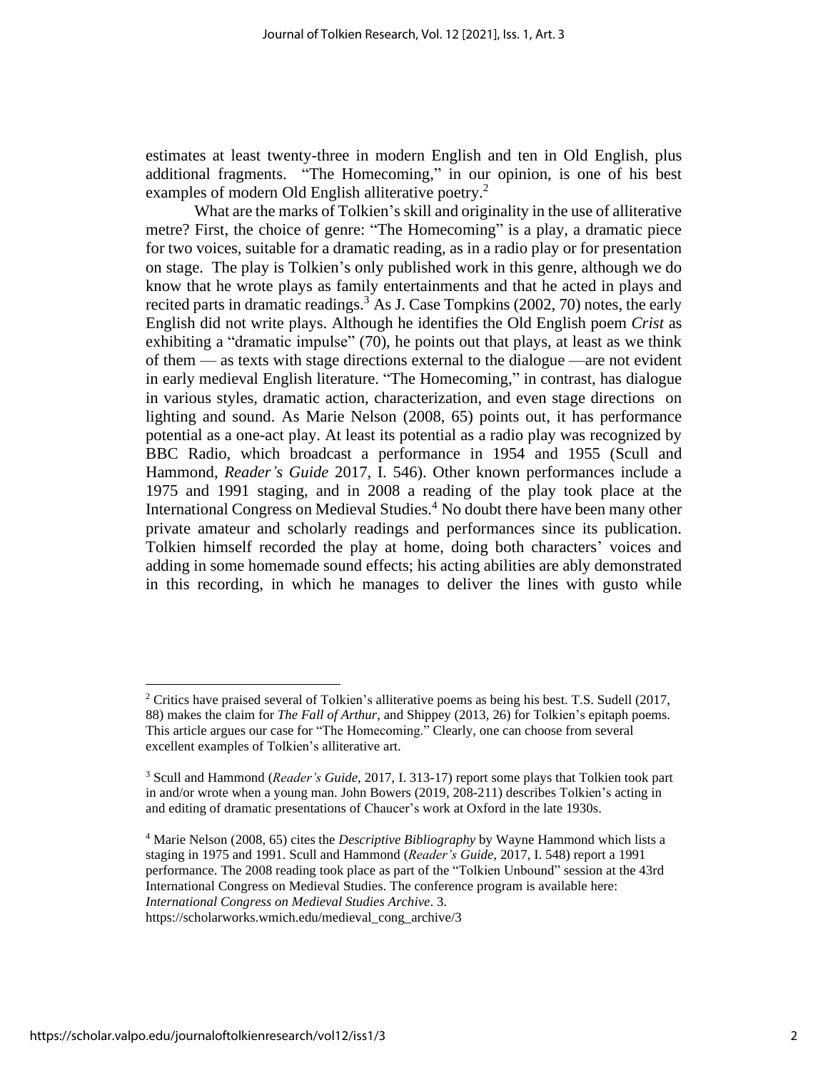estimates at least twenty-three in modern English and ten in Old English, plus additional fragments. "The Homecoming," in our opinion, is one of his best examples of modern Old English alliterative poetry.[2]

What are the marks of Tolkien's skill and originality in the use of alliterative metre? First, the choice of genre: "The Homecoming" is a play, a dramatic piece for two voices, suitable for a dramatic reading, as in a radio play or for presentation on stage. The play is Tolkien's only published work in this genre, although we do know that he wrote plays as family entertainments and that he acted in plays and recited parts in dramatic readings.[3] As J. Case Tompkins (2002, 70) notes, the early English did not write plays. Although he identifies the Old English poem *Crist* as exhibiting a "dramatic impulse" (70), he points out that plays, at least as we think of them — as texts with stage directions external to the dialogue —are not evident in early medieval English literature. "The Homecoming," in contrast, has dialogue in various styles, dramatic action, characterization, and even stage directions on lighting and sound. As Marie Nelson (2008, 65) points out, it has performance potential as a one-act play. At least its potential as a radio play was recognized by BBC Radio, which broadcast a performance in 1954 and 1955 (Scull and Hammond, *Reader's Guide* 2017, I. 546). Other known performances include a 1975 and 1991 staging, and in 2008 a reading of the play took place at the International Congress on Medieval Studies.[4] No doubt there have been many other private amateur and scholarly readings and performances since its publication. Tolkien himself recorded the play at home, doing both characters' voices and adding in some homemade sound effects; his acting abilities are ably demonstrated in this recording, in which he manages to deliver the lines with gusto while

---

[2] Critics have praised several of Tolkien's alliterative poems as being his best. T.S. Sudell (2017, 88) makes the claim for *The Fall of Arthur*, and Shippey (2013, 26) for Tolkien's epitaph poems. This article argues our case for "The Homecoming." Clearly, one can choose from several excellent examples of Tolkien's alliterative art.

[3] Scull and Hammond (*Reader's Guide*, 2017, I. 313-17) report some plays that Tolkien took part in and/or wrote when a young man. John Bowers (2019, 208-211) describes Tolkien's acting in and editing of dramatic presentations of Chaucer's work at Oxford in the late 1930s.

[4] Marie Nelson (2008, 65) cites the *Descriptive Bibliography* by Wayne Hammond which lists a staging in 1975 and 1991. Scull and Hammond (*Reader's Guide*, 2017, I. 548) report a 1991 performance. The 2008 reading took place as part of the "Tolkien Unbound" session at the 43rd International Congress on Medieval Studies. The conference program is available here: *International Congress on Medieval Studies Archive*. 3. https://scholarworks.wmich.edu/medieval_cong_archive/3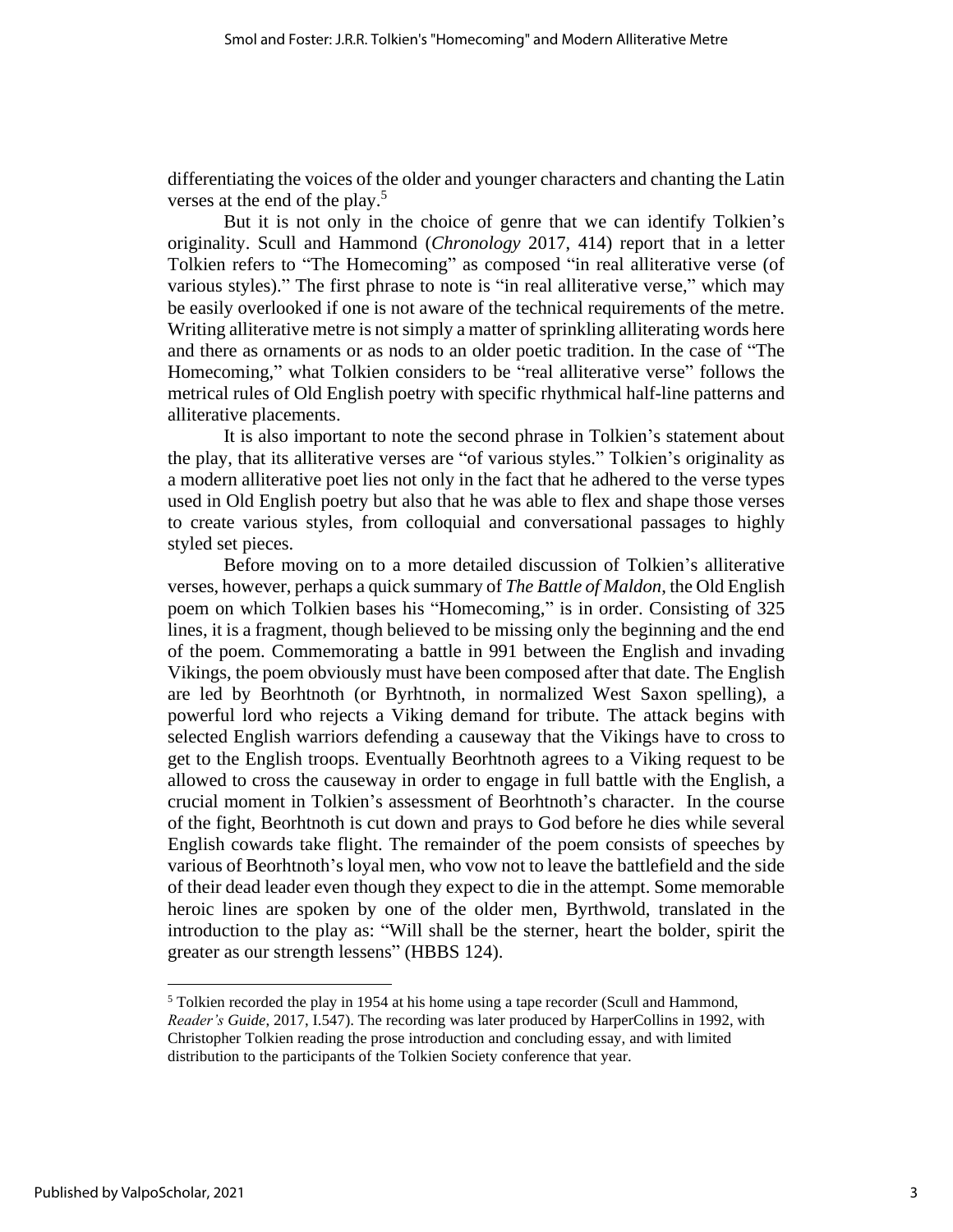differentiating the voices of the older and younger characters and chanting the Latin verses at the end of the play.[5]

But it is not only in the choice of genre that we can identify Tolkien's originality. Scull and Hammond (*Chronology* 2017, 414) report that in a letter Tolkien refers to "The Homecoming" as composed "in real alliterative verse (of various styles)." The first phrase to note is "in real alliterative verse," which may be easily overlooked if one is not aware of the technical requirements of the metre. Writing alliterative metre is not simply a matter of sprinkling alliterating words here and there as ornaments or as nods to an older poetic tradition. In the case of "The Homecoming," what Tolkien considers to be "real alliterative verse" follows the metrical rules of Old English poetry with specific rhythmical half-line patterns and alliterative placements.

It is also important to note the second phrase in Tolkien's statement about the play, that its alliterative verses are "of various styles." Tolkien's originality as a modern alliterative poet lies not only in the fact that he adhered to the verse types used in Old English poetry but also that he was able to flex and shape those verses to create various styles, from colloquial and conversational passages to highly styled set pieces.

Before moving on to a more detailed discussion of Tolkien's alliterative verses, however, perhaps a quick summary of *The Battle of Maldon*, the Old English poem on which Tolkien bases his "Homecoming," is in order. Consisting of 325 lines, it is a fragment, though believed to be missing only the beginning and the end of the poem. Commemorating a battle in 991 between the English and invading Vikings, the poem obviously must have been composed after that date. The English are led by Beorhtnoth (or Byrhtnoth, in normalized West Saxon spelling), a powerful lord who rejects a Viking demand for tribute. The attack begins with selected English warriors defending a causeway that the Vikings have to cross to get to the English troops. Eventually Beorhtnoth agrees to a Viking request to be allowed to cross the causeway in order to engage in full battle with the English, a crucial moment in Tolkien's assessment of Beorhtnoth's character. In the course of the fight, Beorhtnoth is cut down and prays to God before he dies while several English cowards take flight. The remainder of the poem consists of speeches by various of Beorhtnoth's loyal men, who vow not to leave the battlefield and the side of their dead leader even though they expect to die in the attempt. Some memorable heroic lines are spoken by one of the older men, Byrthwold, translated in the introduction to the play as: "Will shall be the sterner, heart the bolder, spirit the greater as our strength lessens" (HBBS 124).

---

[5] Tolkien recorded the play in 1954 at his home using a tape recorder (Scull and Hammond, *Reader's Guide*, 2017, I.547). The recording was later produced by HarperCollins in 1992, with Christopher Tolkien reading the prose introduction and concluding essay, and with limited distribution to the participants of the Tolkien Society conference that year.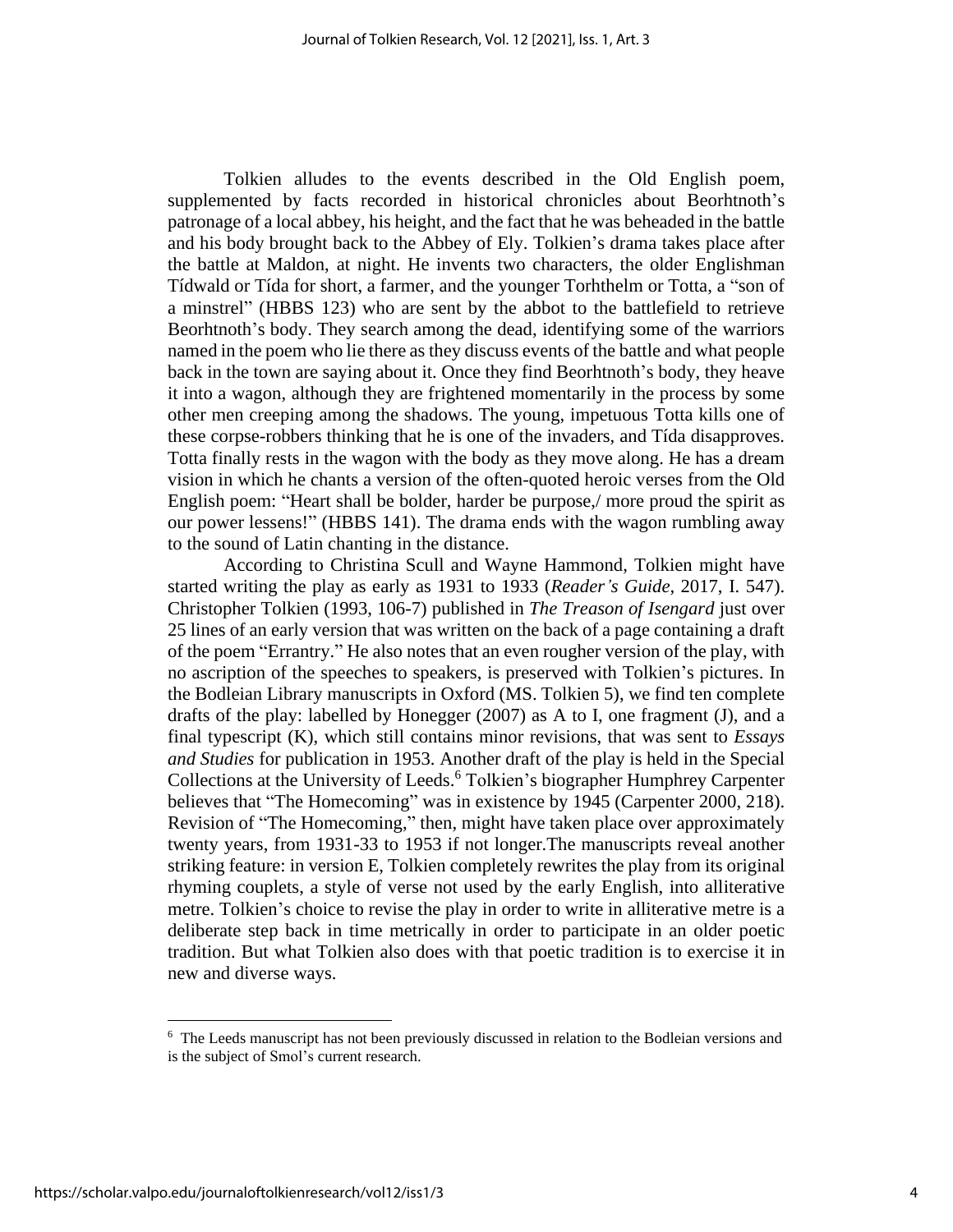Tolkien alludes to the events described in the Old English poem, supplemented by facts recorded in historical chronicles about Beorhtnoth's patronage of a local abbey, his height, and the fact that he was beheaded in the battle and his body brought back to the Abbey of Ely. Tolkien's drama takes place after the battle at Maldon, at night. He invents two characters, the older Englishman Tídwald or Tída for short, a farmer, and the younger Torhthelm or Totta, a "son of a minstrel" (HBBS 123) who are sent by the abbot to the battlefield to retrieve Beorhtnoth's body. They search among the dead, identifying some of the warriors named in the poem who lie there as they discuss events of the battle and what people back in the town are saying about it. Once they find Beorhtnoth's body, they heave it into a wagon, although they are frightened momentarily in the process by some other men creeping among the shadows. The young, impetuous Totta kills one of these corpse-robbers thinking that he is one of the invaders, and Tída disapproves. Totta finally rests in the wagon with the body as they move along. He has a dream vision in which he chants a version of the often-quoted heroic verses from the Old English poem: "Heart shall be bolder, harder be purpose,/ more proud the spirit as our power lessens!" (HBBS 141). The drama ends with the wagon rumbling away to the sound of Latin chanting in the distance.

According to Christina Scull and Wayne Hammond, Tolkien might have started writing the play as early as 1931 to 1933 (*Reader's Guide*, 2017, I. 547). Christopher Tolkien (1993, 106-7) published in *The Treason of Isengard* just over 25 lines of an early version that was written on the back of a page containing a draft of the poem "Errantry." He also notes that an even rougher version of the play, with no ascription of the speeches to speakers, is preserved with Tolkien's pictures. In the Bodleian Library manuscripts in Oxford (MS. Tolkien 5), we find ten complete drafts of the play: labelled by Honegger (2007) as A to I, one fragment (J), and a final typescript (K), which still contains minor revisions, that was sent to *Essays and Studies* for publication in 1953. Another draft of the play is held in the Special Collections at the University of Leeds.[6] Tolkien's biographer Humphrey Carpenter believes that "The Homecoming" was in existence by 1945 (Carpenter 2000, 218). Revision of "The Homecoming," then, might have taken place over approximately twenty years, from 1931-33 to 1953 if not longer.The manuscripts reveal another striking feature: in version E, Tolkien completely rewrites the play from its original rhyming couplets, a style of verse not used by the early English, into alliterative metre. Tolkien's choice to revise the play in order to write in alliterative metre is a deliberate step back in time metrically in order to participate in an older poetic tradition. But what Tolkien also does with that poetic tradition is to exercise it in new and diverse ways.

---

[6] The Leeds manuscript has not been previously discussed in relation to the Bodleian versions and is the subject of Smol's current research.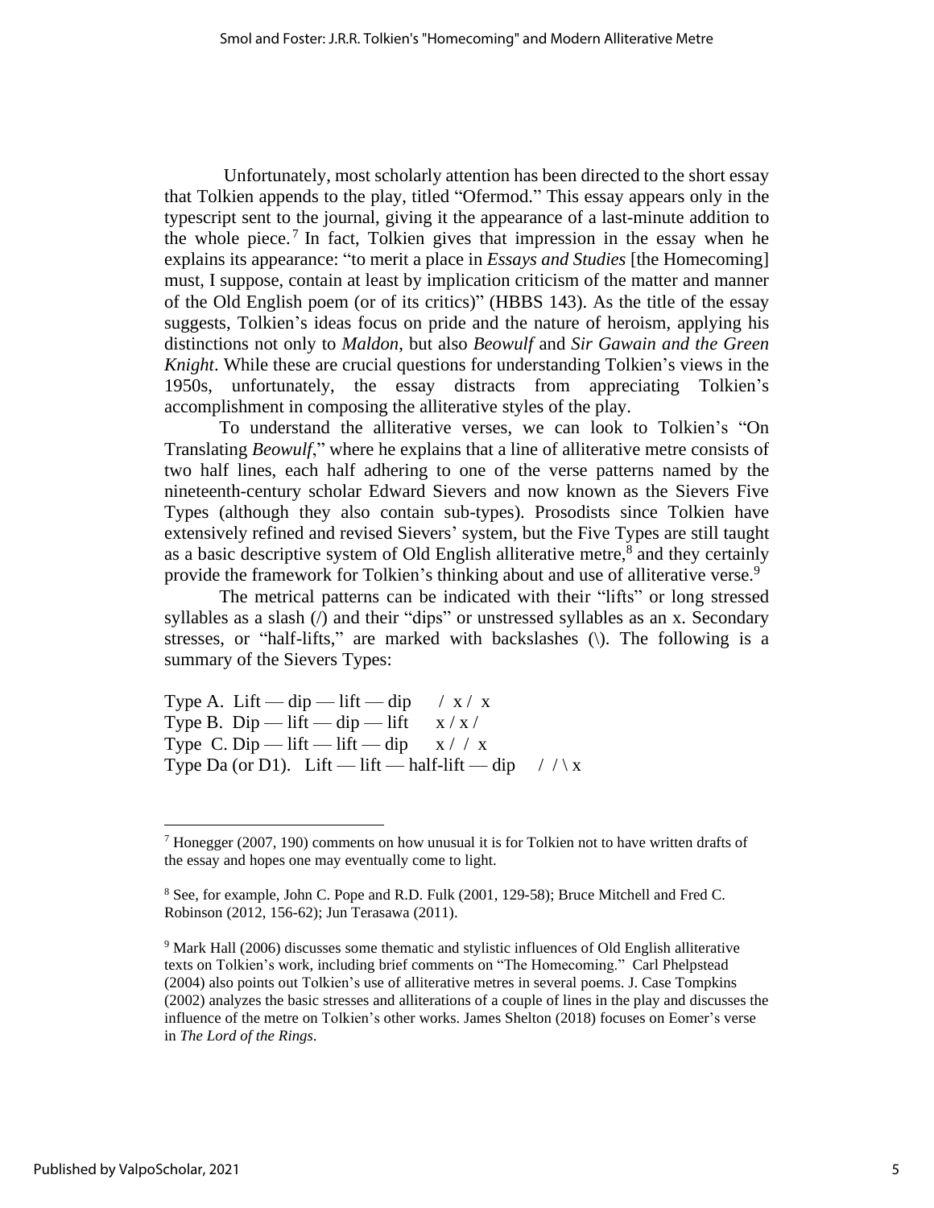Unfortunately, most scholarly attention has been directed to the short essay that Tolkien appends to the play, titled "Ofermod." This essay appears only in the typescript sent to the journal, giving it the appearance of a last-minute addition to the whole piece.[7] In fact, Tolkien gives that impression in the essay when he explains its appearance: "to merit a place in *Essays and Studies* [the Homecoming] must, I suppose, contain at least by implication criticism of the matter and manner of the Old English poem (or of its critics)" (HBBS 143). As the title of the essay suggests, Tolkien's ideas focus on pride and the nature of heroism, applying his distinctions not only to *Maldon*, but also *Beowulf* and *Sir Gawain and the Green Knight*. While these are crucial questions for understanding Tolkien's views in the 1950s, unfortunately, the essay distracts from appreciating Tolkien's accomplishment in composing the alliterative styles of the play.

To understand the alliterative verses, we can look to Tolkien's "On Translating *Beowulf*," where he explains that a line of alliterative metre consists of two half lines, each half adhering to one of the verse patterns named by the nineteenth-century scholar Edward Sievers and now known as the Sievers Five Types (although they also contain sub-types). Prosodists since Tolkien have extensively refined and revised Sievers' system, but the Five Types are still taught as a basic descriptive system of Old English alliterative metre,[8] and they certainly provide the framework for Tolkien's thinking about and use of alliterative verse.[9]

The metrical patterns can be indicated with their "lifts" or long stressed syllables as a slash (/) and their "dips" or unstressed syllables as an x. Secondary stresses, or "half-lifts," are marked with backslashes (\). The following is a summary of the Sievers Types:

Type A. Lift — dip — lift — dip     / x / x
Type B. Dip — lift — dip — lift     x / x /
Type C. Dip — lift — lift — dip     x / / x
Type Da (or D1). Lift — lift — half-lift — dip     / / \ x

---

[7] Honegger (2007, 190) comments on how unusual it is for Tolkien not to have written drafts of the essay and hopes one may eventually come to light.

[8] See, for example, John C. Pope and R.D. Fulk (2001, 129-58); Bruce Mitchell and Fred C. Robinson (2012, 156-62); Jun Terasawa (2011).

[9] Mark Hall (2006) discusses some thematic and stylistic influences of Old English alliterative texts on Tolkien's work, including brief comments on "The Homecoming." Carl Phelpstead (2004) also points out Tolkien's use of alliterative metres in several poems. J. Case Tompkins (2002) analyzes the basic stresses and alliterations of a couple of lines in the play and discusses the influence of the metre on Tolkien's other works. James Shelton (2018) focuses on Eomer's verse in *The Lord of the Rings*.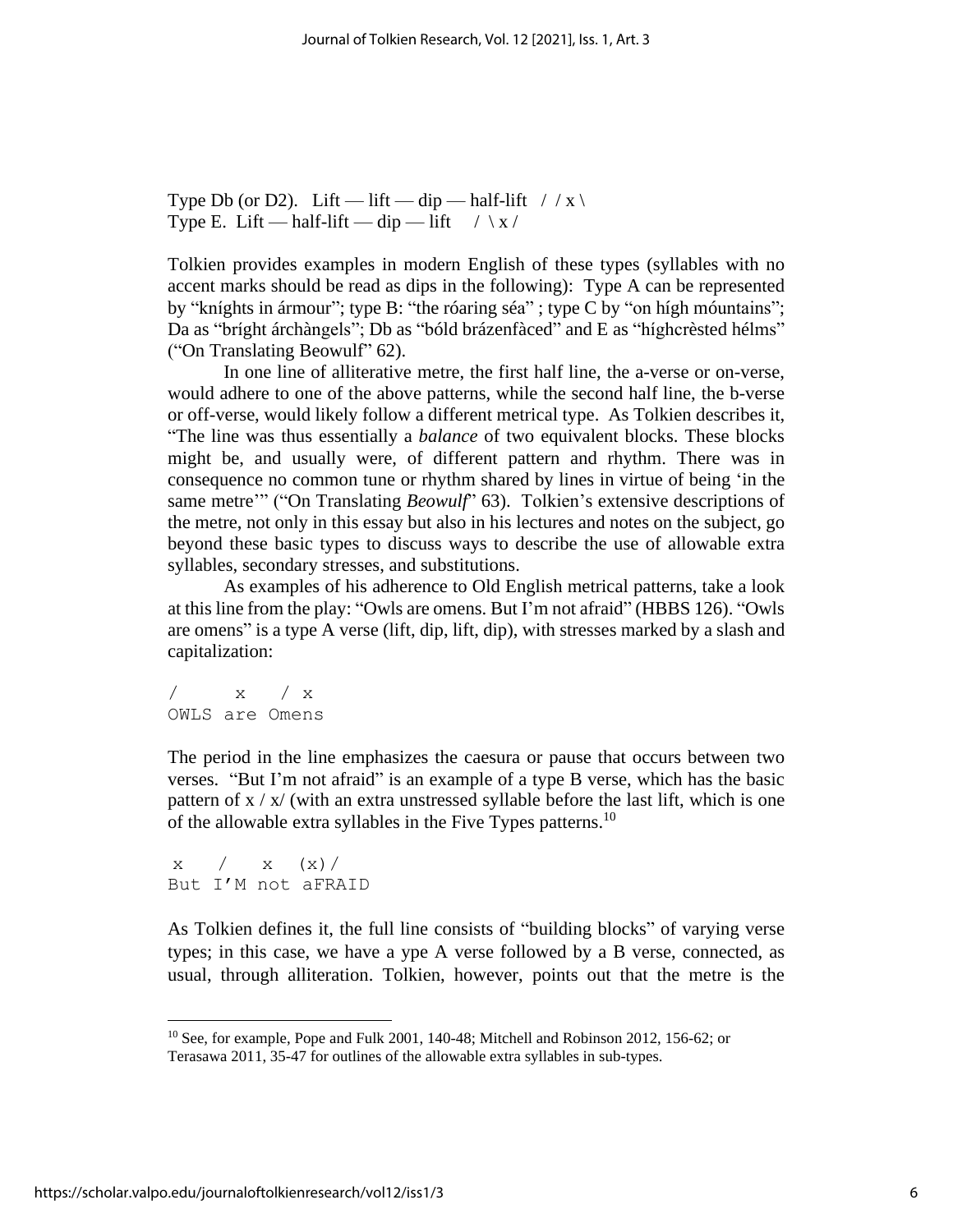Type Db (or D2). Lift — lift — dip — half-lift / / x \
Type E. Lift — half-lift — dip — lift / \ x /

Tolkien provides examples in modern English of these types (syllables with no accent marks should be read as dips in the following): Type A can be represented by "knýghts in ármour"; type B: "the róaring séa" ; type C by "on hígh móuntains"; Da as "brýght árchàngels"; Db as "bóld brázenfàced" and E as "hýghcrèsted hélms" ("On Translating Beowulf" 62).

In one line of alliterative metre, the first half line, the a-verse or on-verse, would adhere to one of the above patterns, while the second half line, the b-verse or off-verse, would likely follow a different metrical type. As Tolkien describes it, "The line was thus essentially a *balance* of two equivalent blocks. These blocks might be, and usually were, of different pattern and rhythm. There was in consequence no common tune or rhythm shared by lines in virtue of being 'in the same metre'" ("On Translating *Beowulf*" 63). Tolkien's extensive descriptions of the metre, not only in this essay but also in his lectures and notes on the subject, go beyond these basic types to discuss ways to describe the use of allowable extra syllables, secondary stresses, and substitutions.

As examples of his adherence to Old English metrical patterns, take a look at this line from the play: "Owls are omens. But I'm not afraid" (HBBS 126). "Owls are omens" is a type A verse (lift, dip, lift, dip), with stresses marked by a slash and capitalization:

```
/     x   / x
OWLS are Omens
```

The period in the line emphasizes the caesura or pause that occurs between two verses. "But I'm not afraid" is an example of a type B verse, which has the basic pattern of x / x/ (with an extra unstressed syllable before the last lift, which is one of the allowable extra syllables in the Five Types patterns.[10]

```
 x   /   x  (x)/
But I'M not aFRAID
```

As Tolkien defines it, the full line consists of "building blocks" of varying verse types; in this case, we have a ype A verse followed by a B verse, connected, as usual, through alliteration. Tolkien, however, points out that the metre is the

[10] See, for example, Pope and Fulk 2001, 140-48; Mitchell and Robinson 2012, 156-62; or Terasawa 2011, 35-47 for outlines of the allowable extra syllables in sub-types.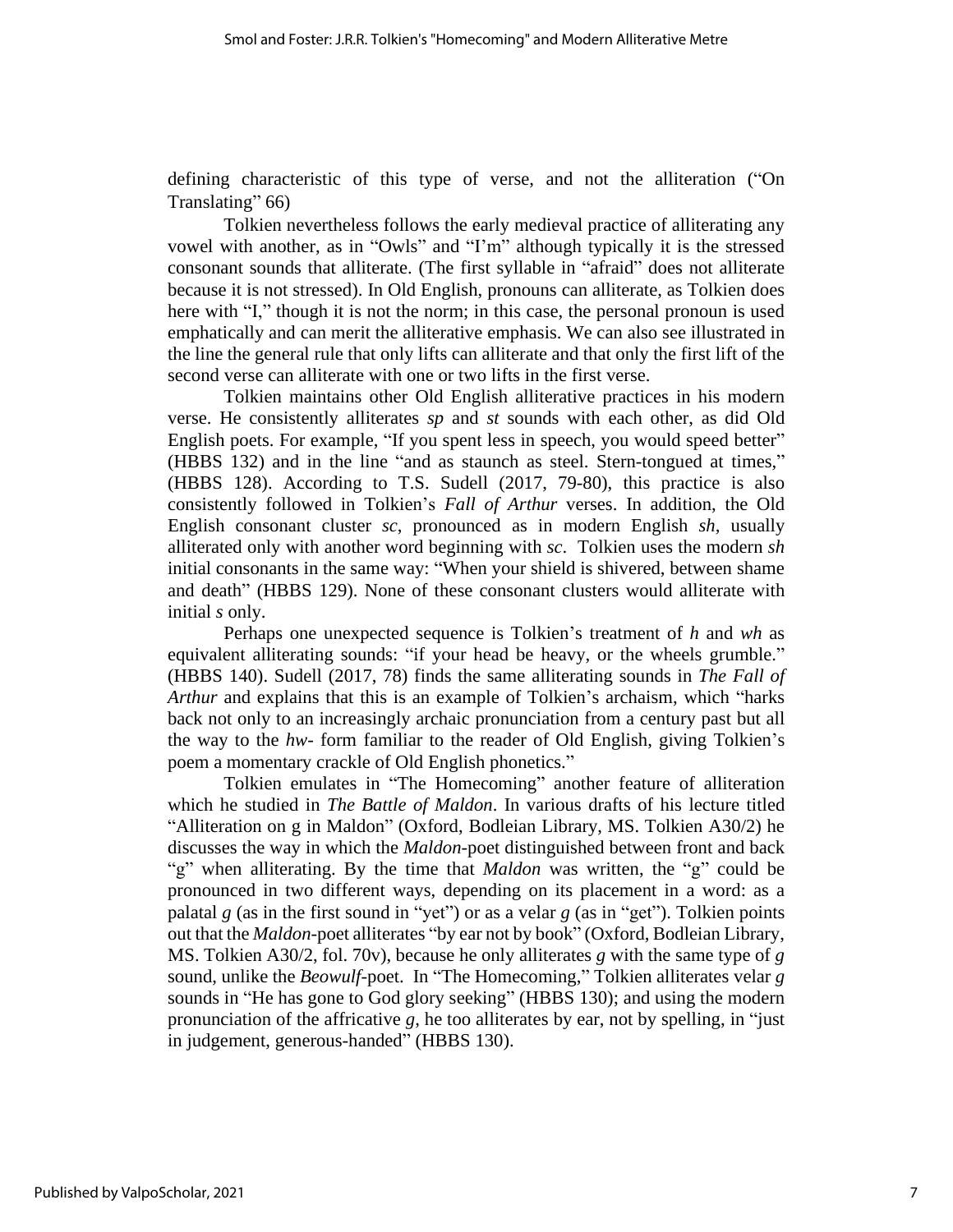defining characteristic of this type of verse, and not the alliteration ("On Translating" 66)

Tolkien nevertheless follows the early medieval practice of alliterating any vowel with another, as in "Owls" and "I'm" although typically it is the stressed consonant sounds that alliterate. (The first syllable in "afraid" does not alliterate because it is not stressed). In Old English, pronouns can alliterate, as Tolkien does here with "I," though it is not the norm; in this case, the personal pronoun is used emphatically and can merit the alliterative emphasis. We can also see illustrated in the line the general rule that only lifts can alliterate and that only the first lift of the second verse can alliterate with one or two lifts in the first verse.

Tolkien maintains other Old English alliterative practices in his modern verse. He consistently alliterates *sp* and *st* sounds with each other, as did Old English poets. For example, "If you spent less in speech, you would speed better" (HBBS 132) and in the line "and as staunch as steel. Stern-tongued at times," (HBBS 128). According to T.S. Sudell (2017, 79-80), this practice is also consistently followed in Tolkien's *Fall of Arthur* verses. In addition, the Old English consonant cluster *sc*, pronounced as in modern English *sh,* usually alliterated only with another word beginning with *sc*. Tolkien uses the modern *sh* initial consonants in the same way: "When your shield is shivered, between shame and death" (HBBS 129). None of these consonant clusters would alliterate with initial *s* only.

Perhaps one unexpected sequence is Tolkien's treatment of *h* and *wh* as equivalent alliterating sounds: "if your head be heavy, or the wheels grumble." (HBBS 140). Sudell (2017, 78) finds the same alliterating sounds in *The Fall of Arthur* and explains that this is an example of Tolkien's archaism, which "harks back not only to an increasingly archaic pronunciation from a century past but all the way to the *hw-* form familiar to the reader of Old English, giving Tolkien's poem a momentary crackle of Old English phonetics."

Tolkien emulates in "The Homecoming" another feature of alliteration which he studied in *The Battle of Maldon*. In various drafts of his lecture titled "Alliteration on g in Maldon" (Oxford, Bodleian Library, MS. Tolkien A30/2) he discusses the way in which the *Maldon*-poet distinguished between front and back "g" when alliterating. By the time that *Maldon* was written, the "g" could be pronounced in two different ways, depending on its placement in a word: as a palatal *g* (as in the first sound in "yet") or as a velar *g* (as in "get"). Tolkien points out that the *Maldon*-poet alliterates "by ear not by book" (Oxford, Bodleian Library, MS. Tolkien A30/2, fol. 70v), because he only alliterates *g* with the same type of *g* sound, unlike the *Beowulf*-poet. In "The Homecoming," Tolkien alliterates velar *g* sounds in "He has gone to God glory seeking" (HBBS 130); and using the modern pronunciation of the affricative *g*, he too alliterates by ear, not by spelling, in "just in judgement, generous-handed" (HBBS 130).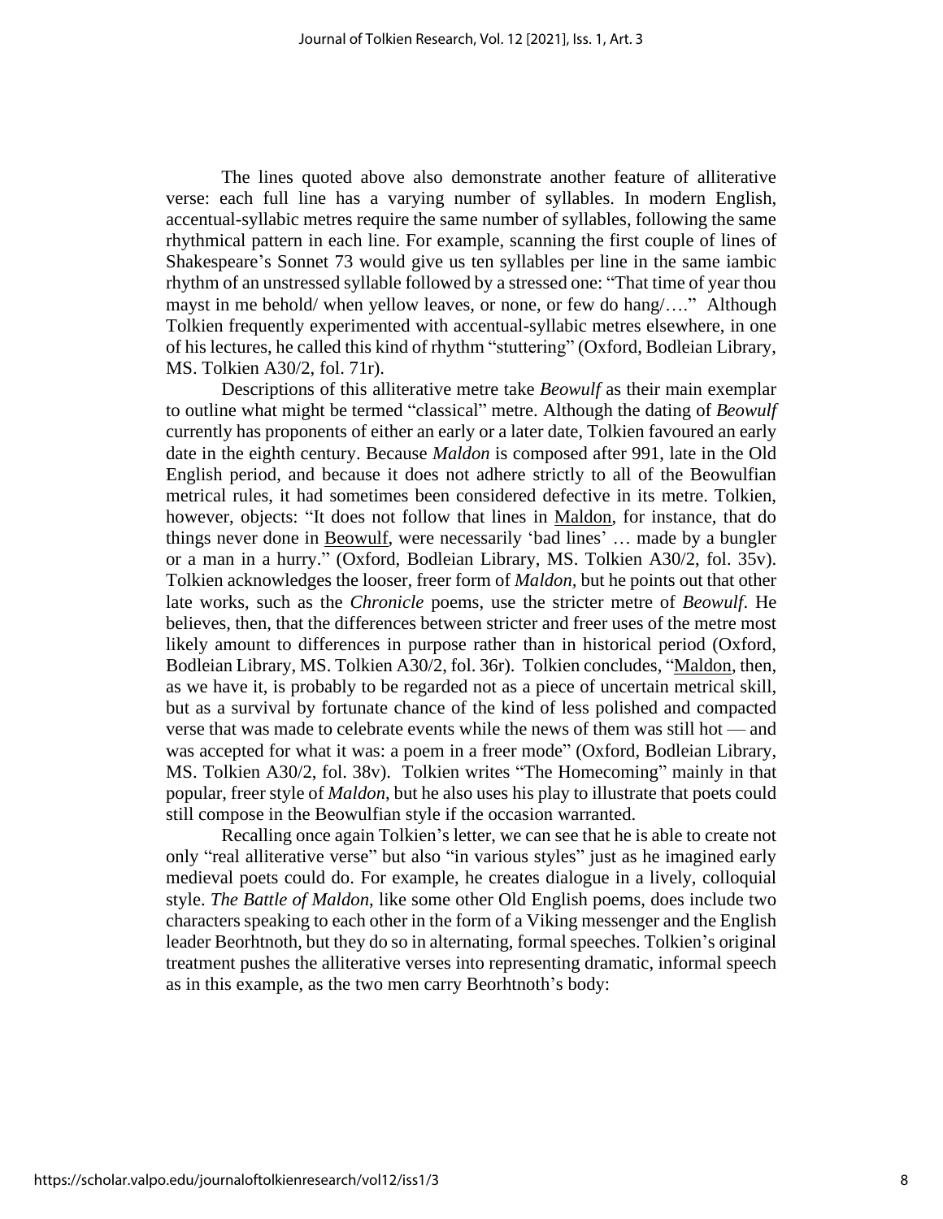The lines quoted above also demonstrate another feature of alliterative verse: each full line has a varying number of syllables. In modern English, accentual-syllabic metres require the same number of syllables, following the same rhythmical pattern in each line. For example, scanning the first couple of lines of Shakespeare's Sonnet 73 would give us ten syllables per line in the same iambic rhythm of an unstressed syllable followed by a stressed one: "That time of year thou mayst in me behold/ when yellow leaves, or none, or few do hang/…." Although Tolkien frequently experimented with accentual-syllabic metres elsewhere, in one of his lectures, he called this kind of rhythm "stuttering" (Oxford, Bodleian Library, MS. Tolkien A30/2, fol. 71r).

Descriptions of this alliterative metre take *Beowulf* as their main exemplar to outline what might be termed "classical" metre. Although the dating of *Beowulf* currently has proponents of either an early or a later date, Tolkien favoured an early date in the eighth century. Because *Maldon* is composed after 991, late in the Old English period, and because it does not adhere strictly to all of the Beowulfian metrical rules, it had sometimes been considered defective in its metre. Tolkien, however, objects: "It does not follow that lines in Maldon, for instance, that do things never done in Beowulf, were necessarily 'bad lines' … made by a bungler or a man in a hurry." (Oxford, Bodleian Library, MS. Tolkien A30/2, fol. 35v). Tolkien acknowledges the looser, freer form of *Maldon*, but he points out that other late works, such as the *Chronicle* poems, use the stricter metre of *Beowulf*. He believes, then, that the differences between stricter and freer uses of the metre most likely amount to differences in purpose rather than in historical period (Oxford, Bodleian Library, MS. Tolkien A30/2, fol. 36r). Tolkien concludes, "Maldon, then, as we have it, is probably to be regarded not as a piece of uncertain metrical skill, but as a survival by fortunate chance of the kind of less polished and compacted verse that was made to celebrate events while the news of them was still hot — and was accepted for what it was: a poem in a freer mode" (Oxford, Bodleian Library, MS. Tolkien A30/2, fol. 38v). Tolkien writes "The Homecoming" mainly in that popular, freer style of *Maldon*, but he also uses his play to illustrate that poets could still compose in the Beowulfian style if the occasion warranted.

Recalling once again Tolkien's letter, we can see that he is able to create not only "real alliterative verse" but also "in various styles" just as he imagined early medieval poets could do. For example, he creates dialogue in a lively, colloquial style. *The Battle of Maldon*, like some other Old English poems, does include two characters speaking to each other in the form of a Viking messenger and the English leader Beorhtnoth, but they do so in alternating, formal speeches. Tolkien's original treatment pushes the alliterative verses into representing dramatic, informal speech as in this example, as the two men carry Beorhtnoth's body: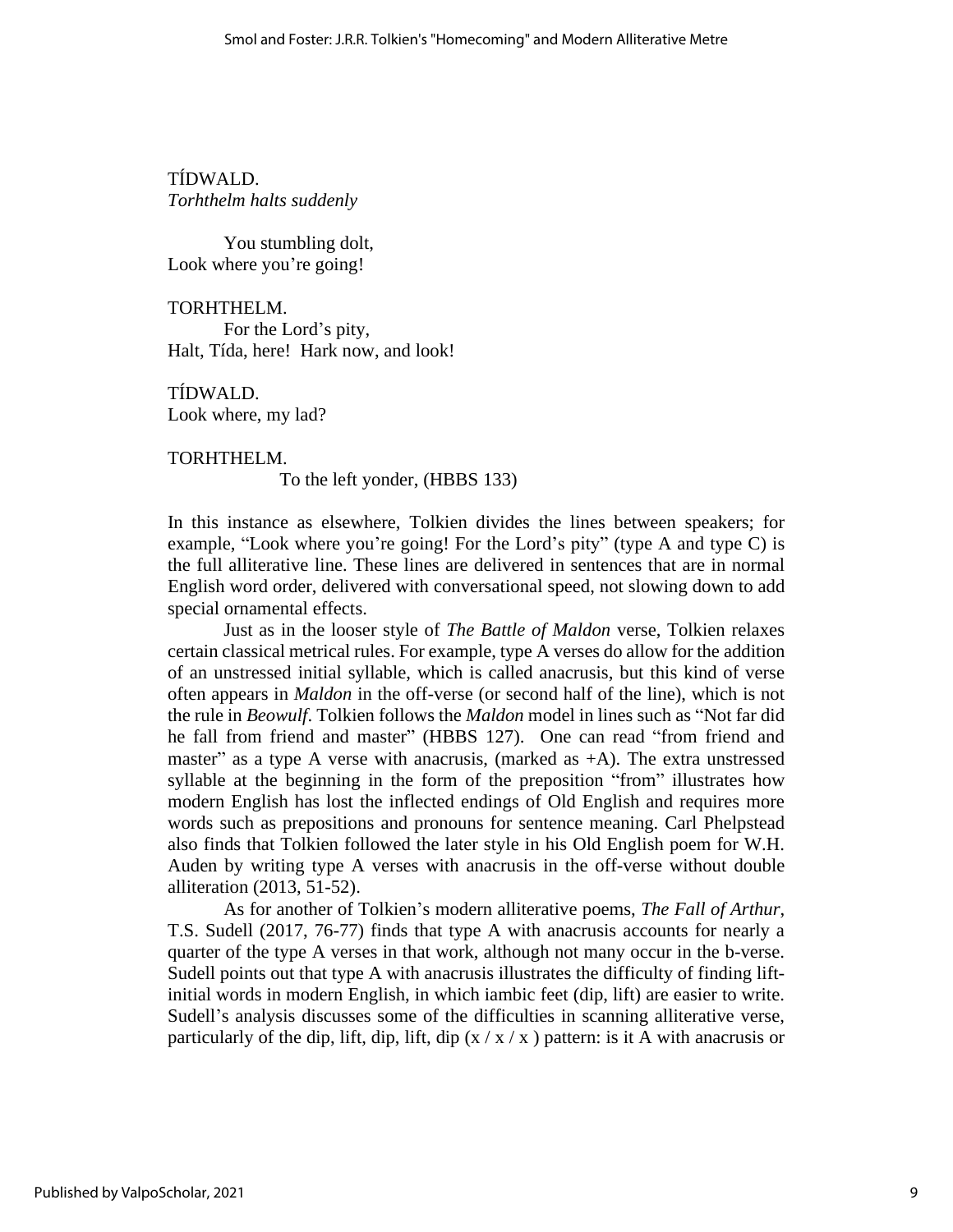TÍDWALD.
*Torhthelm halts suddenly*

You stumbling dolt,
Look where you're going!

TORHTHELM.
For the Lord's pity,
Halt, Tída, here! Hark now, and look!

TÍDWALD.
Look where, my lad?

TORHTHELM.
To the left yonder, (HBBS 133)

In this instance as elsewhere, Tolkien divides the lines between speakers; for example, "Look where you're going! For the Lord's pity" (type A and type C) is the full alliterative line. These lines are delivered in sentences that are in normal English word order, delivered with conversational speed, not slowing down to add special ornamental effects.

Just as in the looser style of *The Battle of Maldon* verse, Tolkien relaxes certain classical metrical rules. For example, type A verses do allow for the addition of an unstressed initial syllable, which is called anacrusis, but this kind of verse often appears in *Maldon* in the off-verse (or second half of the line), which is not the rule in *Beowulf*. Tolkien follows the *Maldon* model in lines such as "Not far did he fall from friend and master" (HBBS 127). One can read "from friend and master" as a type A verse with anacrusis, (marked as +A). The extra unstressed syllable at the beginning in the form of the preposition "from" illustrates how modern English has lost the inflected endings of Old English and requires more words such as prepositions and pronouns for sentence meaning. Carl Phelpstead also finds that Tolkien followed the later style in his Old English poem for W.H. Auden by writing type A verses with anacrusis in the off-verse without double alliteration (2013, 51-52).

As for another of Tolkien's modern alliterative poems, *The Fall of Arthur*, T.S. Sudell (2017, 76-77) finds that type A with anacrusis accounts for nearly a quarter of the type A verses in that work, although not many occur in the b-verse. Sudell points out that type A with anacrusis illustrates the difficulty of finding lift-initial words in modern English, in which iambic feet (dip, lift) are easier to write. Sudell's analysis discusses some of the difficulties in scanning alliterative verse, particularly of the dip, lift, dip, lift, dip (x / x / x ) pattern: is it A with anacrusis or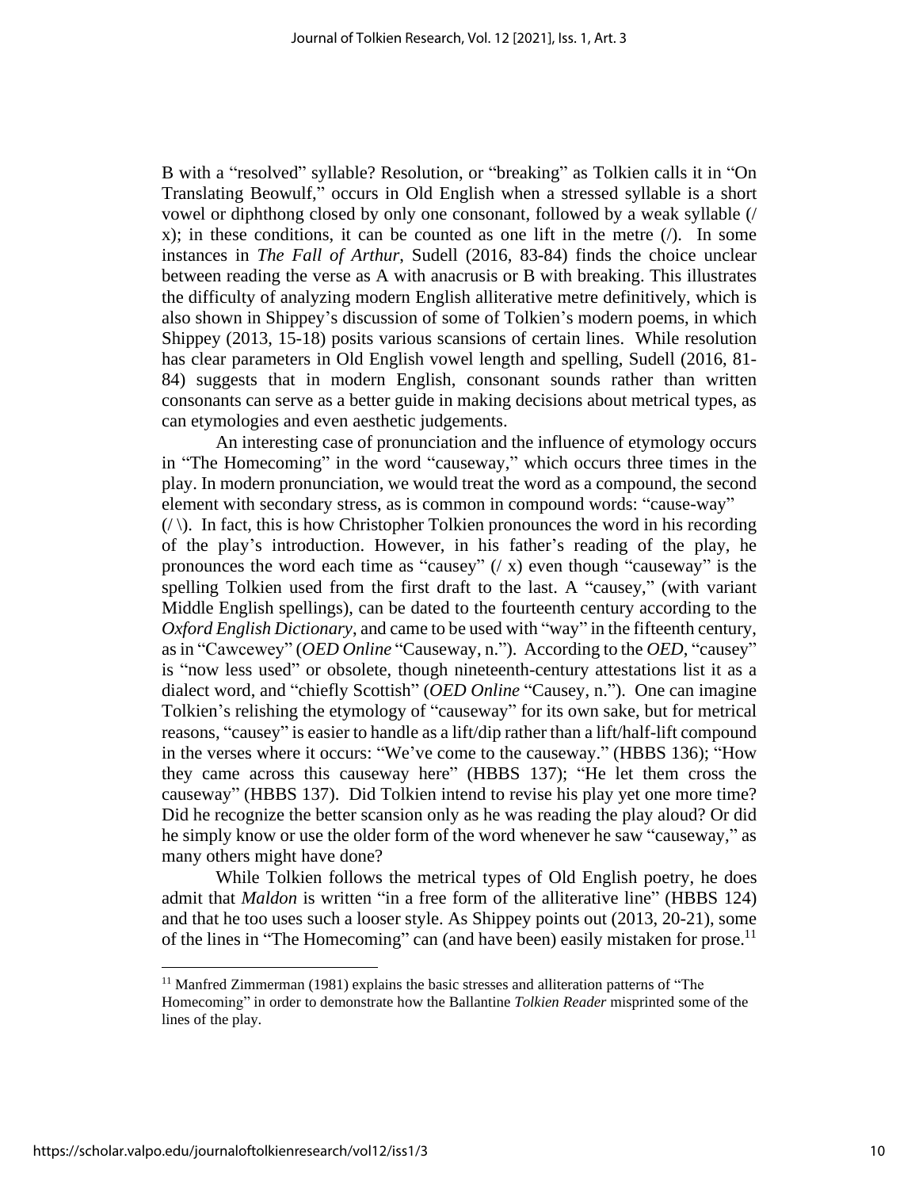B with a "resolved" syllable? Resolution, or "breaking" as Tolkien calls it in "On Translating Beowulf," occurs in Old English when a stressed syllable is a short vowel or diphthong closed by only one consonant, followed by a weak syllable (/ x); in these conditions, it can be counted as one lift in the metre (/). In some instances in *The Fall of Arthur*, Sudell (2016, 83-84) finds the choice unclear between reading the verse as A with anacrusis or B with breaking. This illustrates the difficulty of analyzing modern English alliterative metre definitively, which is also shown in Shippey's discussion of some of Tolkien's modern poems, in which Shippey (2013, 15-18) posits various scansions of certain lines. While resolution has clear parameters in Old English vowel length and spelling, Sudell (2016, 81-84) suggests that in modern English, consonant sounds rather than written consonants can serve as a better guide in making decisions about metrical types, as can etymologies and even aesthetic judgements.

An interesting case of pronunciation and the influence of etymology occurs in "The Homecoming" in the word "causeway," which occurs three times in the play. In modern pronunciation, we would treat the word as a compound, the second element with secondary stress, as is common in compound words: "cause-way" (/ \). In fact, this is how Christopher Tolkien pronounces the word in his recording of the play's introduction. However, in his father's reading of the play, he pronounces the word each time as "causey" (/ x) even though "causeway" is the spelling Tolkien used from the first draft to the last. A "causey," (with variant Middle English spellings), can be dated to the fourteenth century according to the *Oxford English Dictionary*, and came to be used with "way" in the fifteenth century, as in "Cawcewey" (*OED Online* "Causeway, n."). According to the *OED*, "causey" is "now less used" or obsolete, though nineteenth-century attestations list it as a dialect word, and "chiefly Scottish" (*OED Online* "Causey, n."). One can imagine Tolkien's relishing the etymology of "causeway" for its own sake, but for metrical reasons, "causey" is easier to handle as a lift/dip rather than a lift/half-lift compound in the verses where it occurs: "We've come to the causeway." (HBBS 136); "How they came across this causeway here" (HBBS 137); "He let them cross the causeway" (HBBS 137). Did Tolkien intend to revise his play yet one more time? Did he recognize the better scansion only as he was reading the play aloud? Or did he simply know or use the older form of the word whenever he saw "causeway," as many others might have done?

While Tolkien follows the metrical types of Old English poetry, he does admit that *Maldon* is written "in a free form of the alliterative line" (HBBS 124) and that he too uses such a looser style. As Shippey points out (2013, 20-21), some of the lines in "The Homecoming" can (and have been) easily mistaken for prose.[11]

[11] Manfred Zimmerman (1981) explains the basic stresses and alliteration patterns of "The Homecoming" in order to demonstrate how the Ballantine *Tolkien Reader* misprinted some of the lines of the play.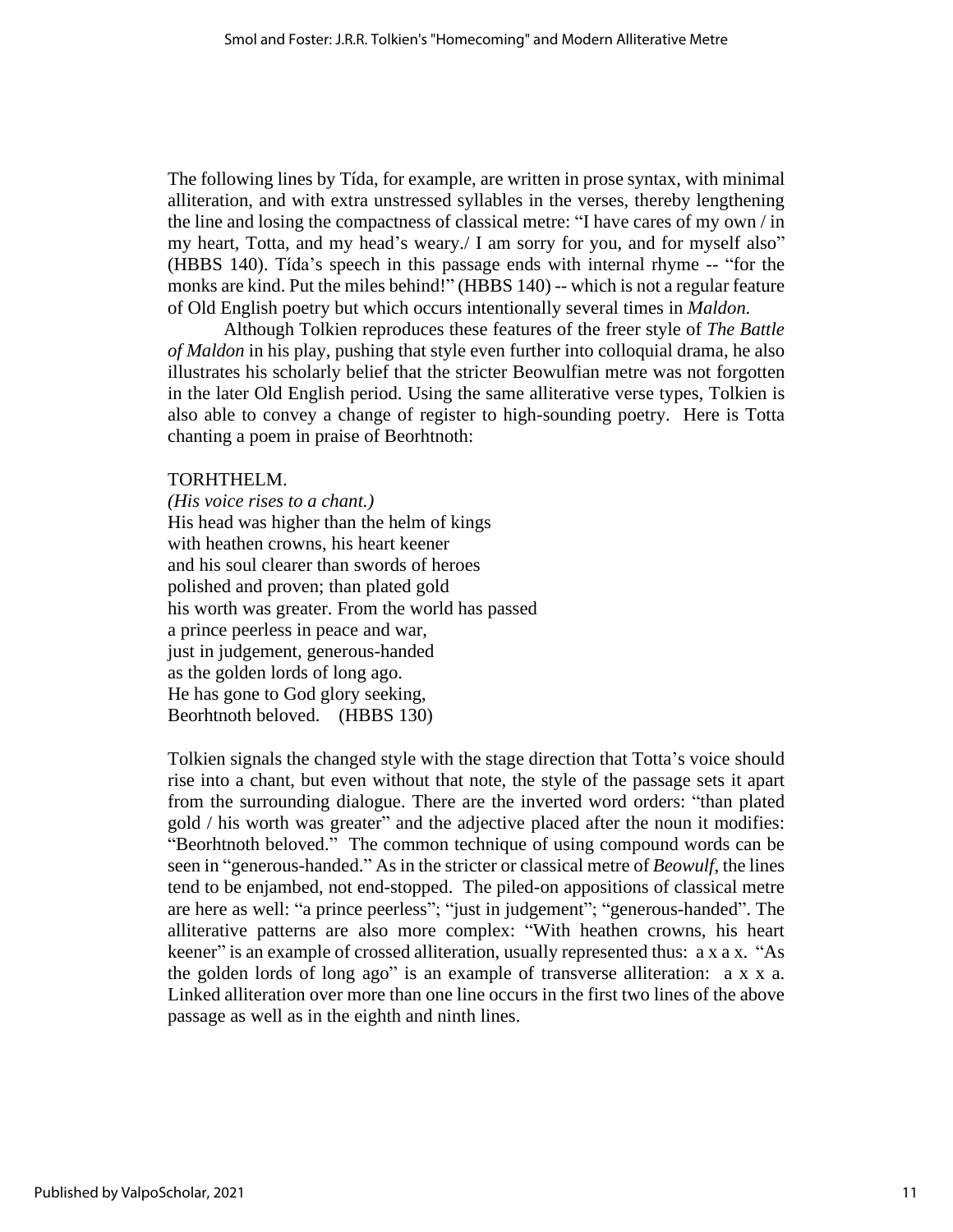The following lines by Tída, for example, are written in prose syntax, with minimal alliteration, and with extra unstressed syllables in the verses, thereby lengthening the line and losing the compactness of classical metre: "I have cares of my own / in my heart, Totta, and my head's weary./ I am sorry for you, and for myself also" (HBBS 140). Tída's speech in this passage ends with internal rhyme -- "for the monks are kind. Put the miles behind!" (HBBS 140) -- which is not a regular feature of Old English poetry but which occurs intentionally several times in *Maldon.*

Although Tolkien reproduces these features of the freer style of *The Battle of Maldon* in his play, pushing that style even further into colloquial drama, he also illustrates his scholarly belief that the stricter Beowulfian metre was not forgotten in the later Old English period. Using the same alliterative verse types, Tolkien is also able to convey a change of register to high-sounding poetry. Here is Totta chanting a poem in praise of Beorhtnoth:

TORHTHELM.
*(His voice rises to a chant.)*
His head was higher than the helm of kings
with heathen crowns, his heart keener
and his soul clearer than swords of heroes
polished and proven; than plated gold
his worth was greater. From the world has passed
a prince peerless in peace and war,
just in judgement, generous-handed
as the golden lords of long ago.
He has gone to God glory seeking,
Beorhtnoth beloved. (HBBS 130)

Tolkien signals the changed style with the stage direction that Totta's voice should rise into a chant, but even without that note, the style of the passage sets it apart from the surrounding dialogue. There are the inverted word orders: "than plated gold / his worth was greater" and the adjective placed after the noun it modifies: "Beorhtnoth beloved." The common technique of using compound words can be seen in "generous-handed." As in the stricter or classical metre of *Beowulf*, the lines tend to be enjambed, not end-stopped. The piled-on appositions of classical metre are here as well: "a prince peerless"; "just in judgement"; "generous-handed". The alliterative patterns are also more complex: "With heathen crowns, his heart keener" is an example of crossed alliteration, usually represented thus: a x a x. "As the golden lords of long ago" is an example of transverse alliteration: a x x a. Linked alliteration over more than one line occurs in the first two lines of the above passage as well as in the eighth and ninth lines.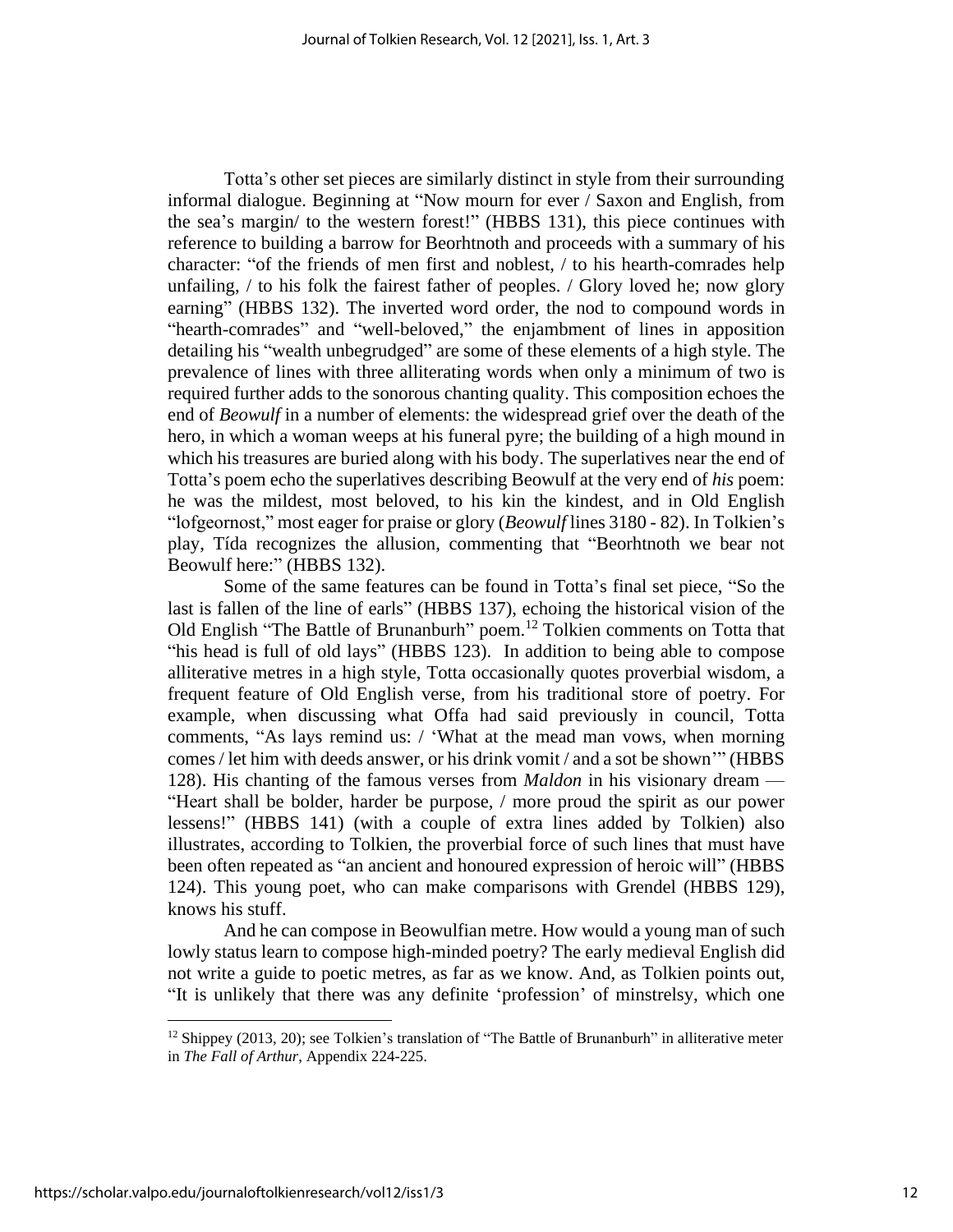Totta's other set pieces are similarly distinct in style from their surrounding informal dialogue. Beginning at "Now mourn for ever / Saxon and English, from the sea's margin/ to the western forest!" (HBBS 131), this piece continues with reference to building a barrow for Beorhtnoth and proceeds with a summary of his character: "of the friends of men first and noblest, / to his hearth-comrades help unfailing, / to his folk the fairest father of peoples. / Glory loved he; now glory earning" (HBBS 132). The inverted word order, the nod to compound words in "hearth-comrades" and "well-beloved," the enjambment of lines in apposition detailing his "wealth unbegrudged" are some of these elements of a high style. The prevalence of lines with three alliterating words when only a minimum of two is required further adds to the sonorous chanting quality. This composition echoes the end of *Beowulf* in a number of elements: the widespread grief over the death of the hero, in which a woman weeps at his funeral pyre; the building of a high mound in which his treasures are buried along with his body. The superlatives near the end of Totta's poem echo the superlatives describing Beowulf at the very end of *his* poem: he was the mildest, most beloved, to his kin the kindest, and in Old English "lofgeornost," most eager for praise or glory (*Beowulf* lines 3180 - 82). In Tolkien's play, Tída recognizes the allusion, commenting that "Beorhtnoth we bear not Beowulf here:" (HBBS 132).

Some of the same features can be found in Totta's final set piece, "So the last is fallen of the line of earls" (HBBS 137), echoing the historical vision of the Old English "The Battle of Brunanburh" poem.[12] Tolkien comments on Totta that "his head is full of old lays" (HBBS 123). In addition to being able to compose alliterative metres in a high style, Totta occasionally quotes proverbial wisdom, a frequent feature of Old English verse, from his traditional store of poetry. For example, when discussing what Offa had said previously in council, Totta comments, "As lays remind us: / 'What at the mead man vows, when morning comes / let him with deeds answer, or his drink vomit / and a sot be shown'" (HBBS 128). His chanting of the famous verses from *Maldon* in his visionary dream — "Heart shall be bolder, harder be purpose, / more proud the spirit as our power lessens!" (HBBS 141) (with a couple of extra lines added by Tolkien) also illustrates, according to Tolkien, the proverbial force of such lines that must have been often repeated as "an ancient and honoured expression of heroic will" (HBBS 124). This young poet, who can make comparisons with Grendel (HBBS 129), knows his stuff.

And he can compose in Beowulfian metre. How would a young man of such lowly status learn to compose high-minded poetry? The early medieval English did not write a guide to poetic metres, as far as we know. And, as Tolkien points out, "It is unlikely that there was any definite 'profession' of minstrelsy, which one

[12] Shippey (2013, 20); see Tolkien's translation of "The Battle of Brunanburh" in alliterative meter in *The Fall of Arthur*, Appendix 224-225.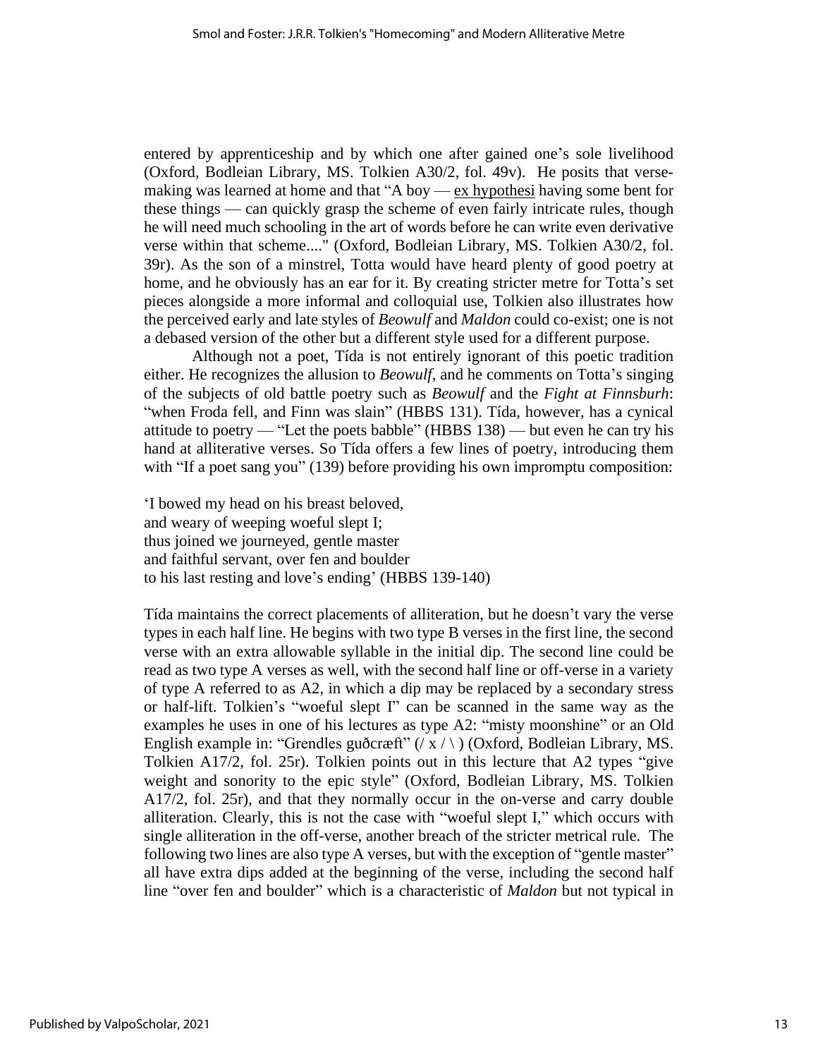entered by apprenticeship and by which one after gained one's sole livelihood (Oxford, Bodleian Library, MS. Tolkien A30/2, fol. 49v). He posits that verse-making was learned at home and that "A boy — ex hypothesi having some bent for these things — can quickly grasp the scheme of even fairly intricate rules, though he will need much schooling in the art of words before he can write even derivative verse within that scheme...." (Oxford, Bodleian Library, MS. Tolkien A30/2, fol. 39r). As the son of a minstrel, Totta would have heard plenty of good poetry at home, and he obviously has an ear for it. By creating stricter metre for Totta's set pieces alongside a more informal and colloquial use, Tolkien also illustrates how the perceived early and late styles of *Beowulf* and *Maldon* could co-exist; one is not a debased version of the other but a different style used for a different purpose.

Although not a poet, Tída is not entirely ignorant of this poetic tradition either. He recognizes the allusion to *Beowulf*, and he comments on Totta's singing of the subjects of old battle poetry such as *Beowulf* and the *Fight at Finnsburh*: "when Froda fell, and Finn was slain" (HBBS 131). Tída, however, has a cynical attitude to poetry — "Let the poets babble" (HBBS 138) — but even he can try his hand at alliterative verses. So Tída offers a few lines of poetry, introducing them with "If a poet sang you" (139) before providing his own impromptu composition:

'I bowed my head on his breast beloved,  
and weary of weeping woeful slept I;  
thus joined we journeyed, gentle master  
and faithful servant, over fen and boulder  
to his last resting and love's ending' (HBBS 139-140)

Tída maintains the correct placements of alliteration, but he doesn't vary the verse types in each half line. He begins with two type B verses in the first line, the second verse with an extra allowable syllable in the initial dip. The second line could be read as two type A verses as well, with the second half line or off-verse in a variety of type A referred to as A2, in which a dip may be replaced by a secondary stress or half-lift. Tolkien's "woeful slept I" can be scanned in the same way as the examples he uses in one of his lectures as type A2: "misty moonshine" or an Old English example in: "Grendles guðcræft" (/ x / \ ) (Oxford, Bodleian Library, MS. Tolkien A17/2, fol. 25r). Tolkien points out in this lecture that A2 types "give weight and sonority to the epic style" (Oxford, Bodleian Library, MS. Tolkien A17/2, fol. 25r), and that they normally occur in the on-verse and carry double alliteration. Clearly, this is not the case with "woeful slept I," which occurs with single alliteration in the off-verse, another breach of the stricter metrical rule. The following two lines are also type A verses, but with the exception of "gentle master" all have extra dips added at the beginning of the verse, including the second half line "over fen and boulder" which is a characteristic of *Maldon* but not typical in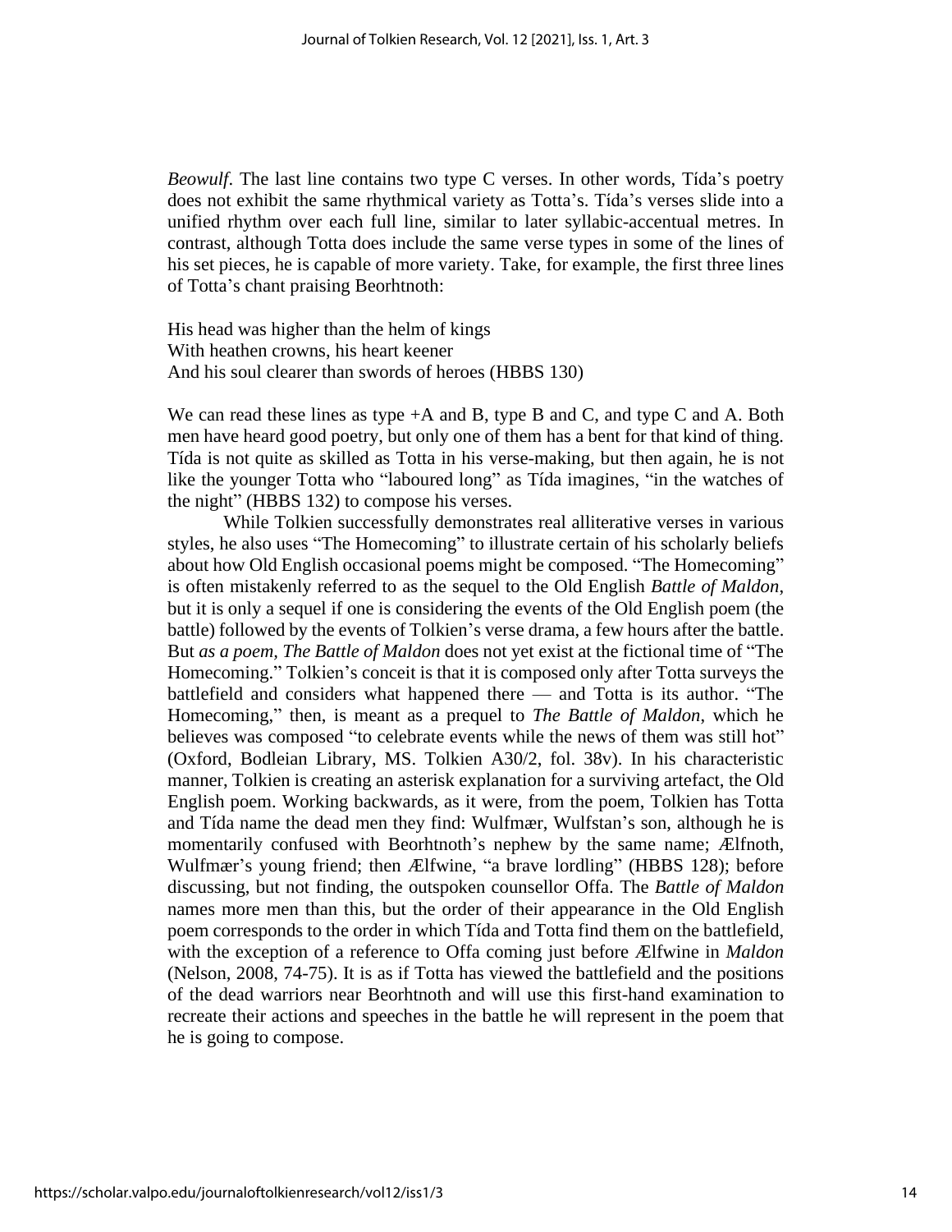*Beowulf*. The last line contains two type C verses. In other words, Tída's poetry does not exhibit the same rhythmical variety as Totta's. Tída's verses slide into a unified rhythm over each full line, similar to later syllabic-accentual metres. In contrast, although Totta does include the same verse types in some of the lines of his set pieces, he is capable of more variety. Take, for example, the first three lines of Totta's chant praising Beorhtnoth:

His head was higher than the helm of kings  
With heathen crowns, his heart keener  
And his soul clearer than swords of heroes (HBBS 130)

We can read these lines as type +A and B, type B and C, and type C and A. Both men have heard good poetry, but only one of them has a bent for that kind of thing. Tída is not quite as skilled as Totta in his verse-making, but then again, he is not like the younger Totta who "laboured long" as Tída imagines, "in the watches of the night" (HBBS 132) to compose his verses.

While Tolkien successfully demonstrates real alliterative verses in various styles, he also uses "The Homecoming" to illustrate certain of his scholarly beliefs about how Old English occasional poems might be composed. "The Homecoming" is often mistakenly referred to as the sequel to the Old English *Battle of Maldon*, but it is only a sequel if one is considering the events of the Old English poem (the battle) followed by the events of Tolkien's verse drama, a few hours after the battle. But *as a poem*, *The Battle of Maldon* does not yet exist at the fictional time of "The Homecoming." Tolkien's conceit is that it is composed only after Totta surveys the battlefield and considers what happened there — and Totta is its author. "The Homecoming," then, is meant as a prequel to *The Battle of Maldon*, which he believes was composed "to celebrate events while the news of them was still hot" (Oxford, Bodleian Library, MS. Tolkien A30/2, fol. 38v). In his characteristic manner, Tolkien is creating an asterisk explanation for a surviving artefact, the Old English poem. Working backwards, as it were, from the poem, Tolkien has Totta and Tída name the dead men they find: Wulfmær, Wulfstan's son, although he is momentarily confused with Beorhtnoth's nephew by the same name; Ælfnoth, Wulfmær's young friend; then Ælfwine, "a brave lordling" (HBBS 128); before discussing, but not finding, the outspoken counsellor Offa. The *Battle of Maldon* names more men than this, but the order of their appearance in the Old English poem corresponds to the order in which Tída and Totta find them on the battlefield, with the exception of a reference to Offa coming just before Ælfwine in *Maldon* (Nelson, 2008, 74-75). It is as if Totta has viewed the battlefield and the positions of the dead warriors near Beorhtnoth and will use this first-hand examination to recreate their actions and speeches in the battle he will represent in the poem that he is going to compose.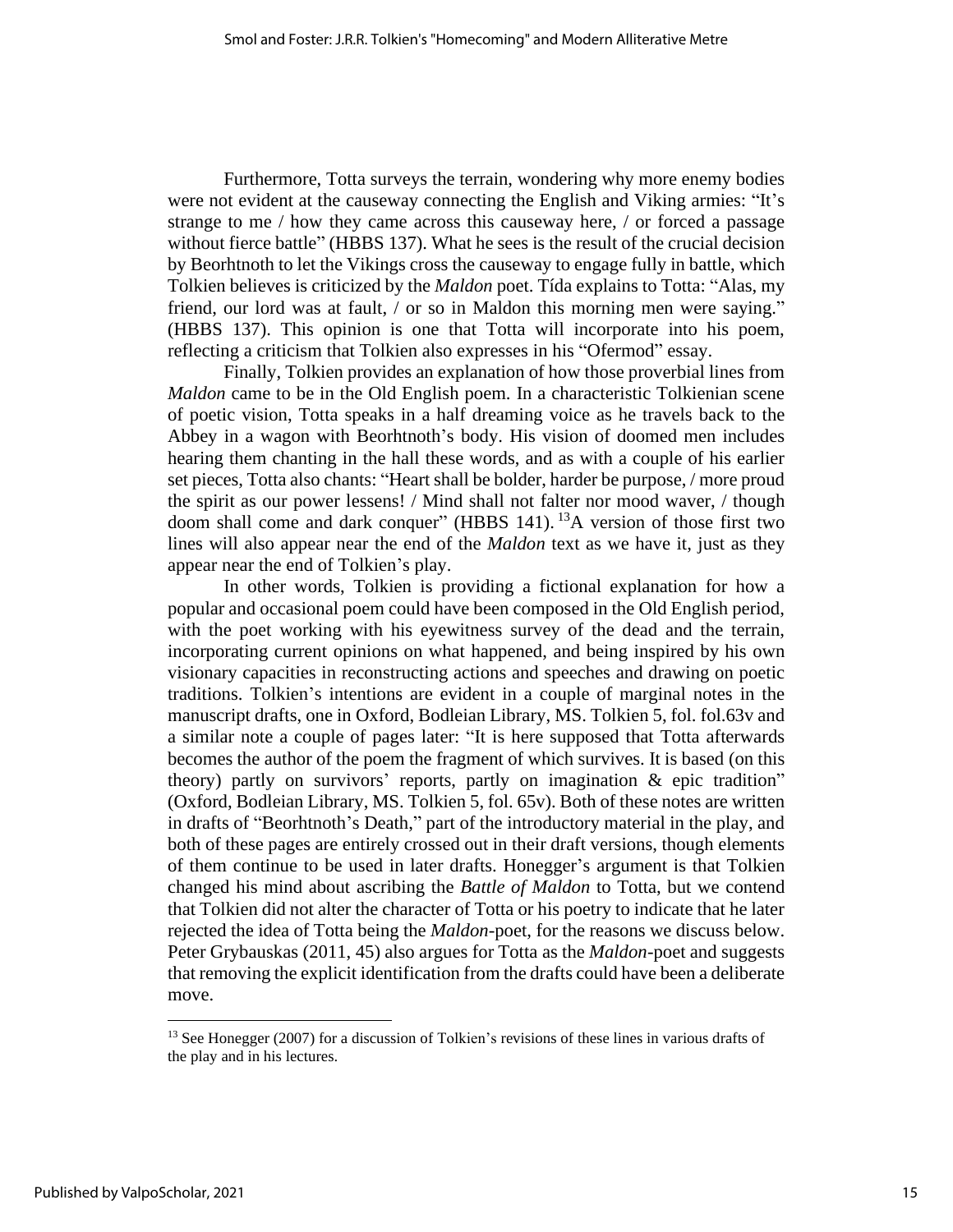Furthermore, Totta surveys the terrain, wondering why more enemy bodies were not evident at the causeway connecting the English and Viking armies: "It's strange to me / how they came across this causeway here, / or forced a passage without fierce battle" (HBBS 137). What he sees is the result of the crucial decision by Beorhtnoth to let the Vikings cross the causeway to engage fully in battle, which Tolkien believes is criticized by the *Maldon* poet. Tída explains to Totta: "Alas, my friend, our lord was at fault, / or so in Maldon this morning men were saying." (HBBS 137). This opinion is one that Totta will incorporate into his poem, reflecting a criticism that Tolkien also expresses in his "Ofermod" essay.

Finally, Tolkien provides an explanation of how those proverbial lines from *Maldon* came to be in the Old English poem. In a characteristic Tolkienian scene of poetic vision, Totta speaks in a half dreaming voice as he travels back to the Abbey in a wagon with Beorhtnoth's body. His vision of doomed men includes hearing them chanting in the hall these words, and as with a couple of his earlier set pieces, Totta also chants: "Heart shall be bolder, harder be purpose, / more proud the spirit as our power lessens! / Mind shall not falter nor mood waver, / though doom shall come and dark conquer" (HBBS 141). [13]A version of those first two lines will also appear near the end of the *Maldon* text as we have it, just as they appear near the end of Tolkien's play.

In other words, Tolkien is providing a fictional explanation for how a popular and occasional poem could have been composed in the Old English period, with the poet working with his eyewitness survey of the dead and the terrain, incorporating current opinions on what happened, and being inspired by his own visionary capacities in reconstructing actions and speeches and drawing on poetic traditions. Tolkien's intentions are evident in a couple of marginal notes in the manuscript drafts, one in Oxford, Bodleian Library, MS. Tolkien 5, fol. fol.63v and a similar note a couple of pages later: "It is here supposed that Totta afterwards becomes the author of the poem the fragment of which survives. It is based (on this theory) partly on survivors' reports, partly on imagination & epic tradition" (Oxford, Bodleian Library, MS. Tolkien 5, fol. 65v). Both of these notes are written in drafts of "Beorhtnoth's Death," part of the introductory material in the play, and both of these pages are entirely crossed out in their draft versions, though elements of them continue to be used in later drafts. Honegger's argument is that Tolkien changed his mind about ascribing the *Battle of Maldon* to Totta, but we contend that Tolkien did not alter the character of Totta or his poetry to indicate that he later rejected the idea of Totta being the *Maldon*-poet, for the reasons we discuss below. Peter Grybauskas (2011, 45) also argues for Totta as the *Maldon*-poet and suggests that removing the explicit identification from the drafts could have been a deliberate move.

[13] See Honegger (2007) for a discussion of Tolkien's revisions of these lines in various drafts of the play and in his lectures.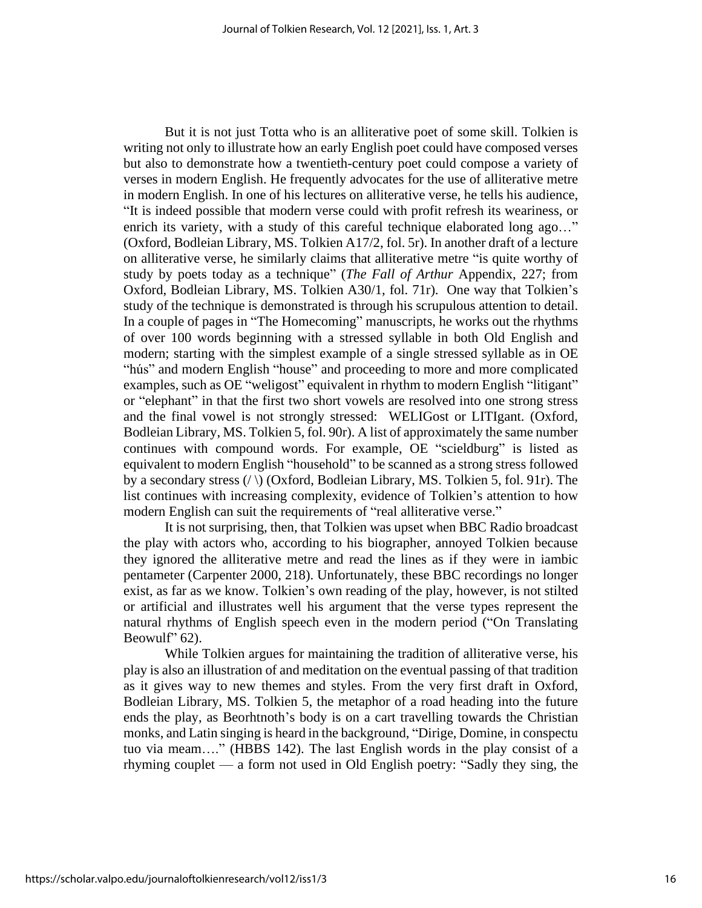But it is not just Totta who is an alliterative poet of some skill. Tolkien is writing not only to illustrate how an early English poet could have composed verses but also to demonstrate how a twentieth-century poet could compose a variety of verses in modern English. He frequently advocates for the use of alliterative metre in modern English. In one of his lectures on alliterative verse, he tells his audience, "It is indeed possible that modern verse could with profit refresh its weariness, or enrich its variety, with a study of this careful technique elaborated long ago…" (Oxford, Bodleian Library, MS. Tolkien A17/2, fol. 5r). In another draft of a lecture on alliterative verse, he similarly claims that alliterative metre "is quite worthy of study by poets today as a technique" (*The Fall of Arthur* Appendix, 227; from Oxford, Bodleian Library, MS. Tolkien A30/1, fol. 71r). One way that Tolkien's study of the technique is demonstrated is through his scrupulous attention to detail. In a couple of pages in "The Homecoming" manuscripts, he works out the rhythms of over 100 words beginning with a stressed syllable in both Old English and modern; starting with the simplest example of a single stressed syllable as in OE "hús" and modern English "house" and proceeding to more and more complicated examples, such as OE "weligost" equivalent in rhythm to modern English "litigant" or "elephant" in that the first two short vowels are resolved into one strong stress and the final vowel is not strongly stressed: WELIGost or LITIgant. (Oxford, Bodleian Library, MS. Tolkien 5, fol. 90r). A list of approximately the same number continues with compound words. For example, OE "scieldburg" is listed as equivalent to modern English "household" to be scanned as a strong stress followed by a secondary stress (/ \) (Oxford, Bodleian Library, MS. Tolkien 5, fol. 91r). The list continues with increasing complexity, evidence of Tolkien's attention to how modern English can suit the requirements of "real alliterative verse."

It is not surprising, then, that Tolkien was upset when BBC Radio broadcast the play with actors who, according to his biographer, annoyed Tolkien because they ignored the alliterative metre and read the lines as if they were in iambic pentameter (Carpenter 2000, 218). Unfortunately, these BBC recordings no longer exist, as far as we know. Tolkien's own reading of the play, however, is not stilted or artificial and illustrates well his argument that the verse types represent the natural rhythms of English speech even in the modern period ("On Translating Beowulf" 62).

While Tolkien argues for maintaining the tradition of alliterative verse, his play is also an illustration of and meditation on the eventual passing of that tradition as it gives way to new themes and styles. From the very first draft in Oxford, Bodleian Library, MS. Tolkien 5, the metaphor of a road heading into the future ends the play, as Beorhtnoth's body is on a cart travelling towards the Christian monks, and Latin singing is heard in the background, "Dirige, Domine, in conspectu tuo via meam…." (HBBS 142). The last English words in the play consist of a rhyming couplet — a form not used in Old English poetry: "Sadly they sing, the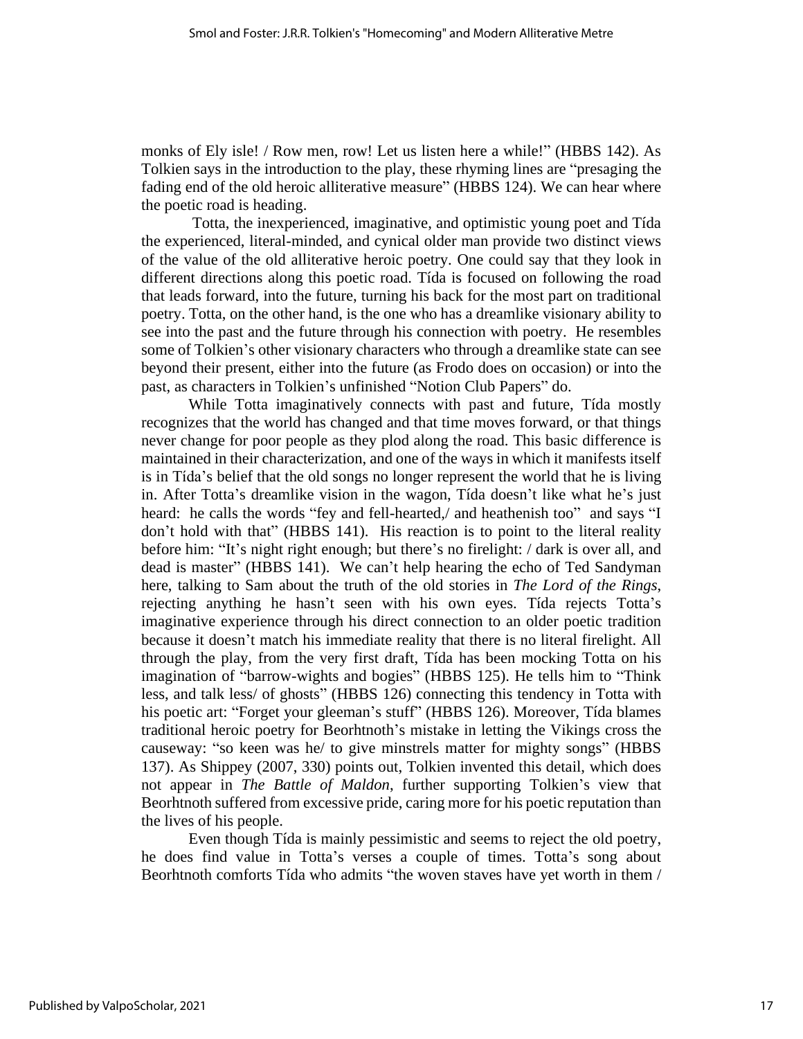monks of Ely isle! / Row men, row! Let us listen here a while!" (HBBS 142). As Tolkien says in the introduction to the play, these rhyming lines are "presaging the fading end of the old heroic alliterative measure" (HBBS 124). We can hear where the poetic road is heading.

Totta, the inexperienced, imaginative, and optimistic young poet and Tída the experienced, literal-minded, and cynical older man provide two distinct views of the value of the old alliterative heroic poetry. One could say that they look in different directions along this poetic road. Tída is focused on following the road that leads forward, into the future, turning his back for the most part on traditional poetry. Totta, on the other hand, is the one who has a dreamlike visionary ability to see into the past and the future through his connection with poetry. He resembles some of Tolkien's other visionary characters who through a dreamlike state can see beyond their present, either into the future (as Frodo does on occasion) or into the past, as characters in Tolkien's unfinished "Notion Club Papers" do.

While Totta imaginatively connects with past and future, Tída mostly recognizes that the world has changed and that time moves forward, or that things never change for poor people as they plod along the road. This basic difference is maintained in their characterization, and one of the ways in which it manifests itself is in Tída's belief that the old songs no longer represent the world that he is living in. After Totta's dreamlike vision in the wagon, Tída doesn't like what he's just heard: he calls the words "fey and fell-hearted,/ and heathenish too" and says "I don't hold with that" (HBBS 141). His reaction is to point to the literal reality before him: "It's night right enough; but there's no firelight: / dark is over all, and dead is master" (HBBS 141). We can't help hearing the echo of Ted Sandyman here, talking to Sam about the truth of the old stories in *The Lord of the Rings*, rejecting anything he hasn't seen with his own eyes. Tída rejects Totta's imaginative experience through his direct connection to an older poetic tradition because it doesn't match his immediate reality that there is no literal firelight. All through the play, from the very first draft, Tída has been mocking Totta on his imagination of "barrow-wights and bogies" (HBBS 125). He tells him to "Think less, and talk less/ of ghosts" (HBBS 126) connecting this tendency in Totta with his poetic art: "Forget your gleeman's stuff" (HBBS 126). Moreover, Tída blames traditional heroic poetry for Beorhtnoth's mistake in letting the Vikings cross the causeway: "so keen was he/ to give minstrels matter for mighty songs" (HBBS 137). As Shippey (2007, 330) points out, Tolkien invented this detail, which does not appear in *The Battle of Maldon*, further supporting Tolkien's view that Beorhtnoth suffered from excessive pride, caring more for his poetic reputation than the lives of his people.

Even though Tída is mainly pessimistic and seems to reject the old poetry, he does find value in Totta's verses a couple of times. Totta's song about Beorhtnoth comforts Tída who admits "the woven staves have yet worth in them /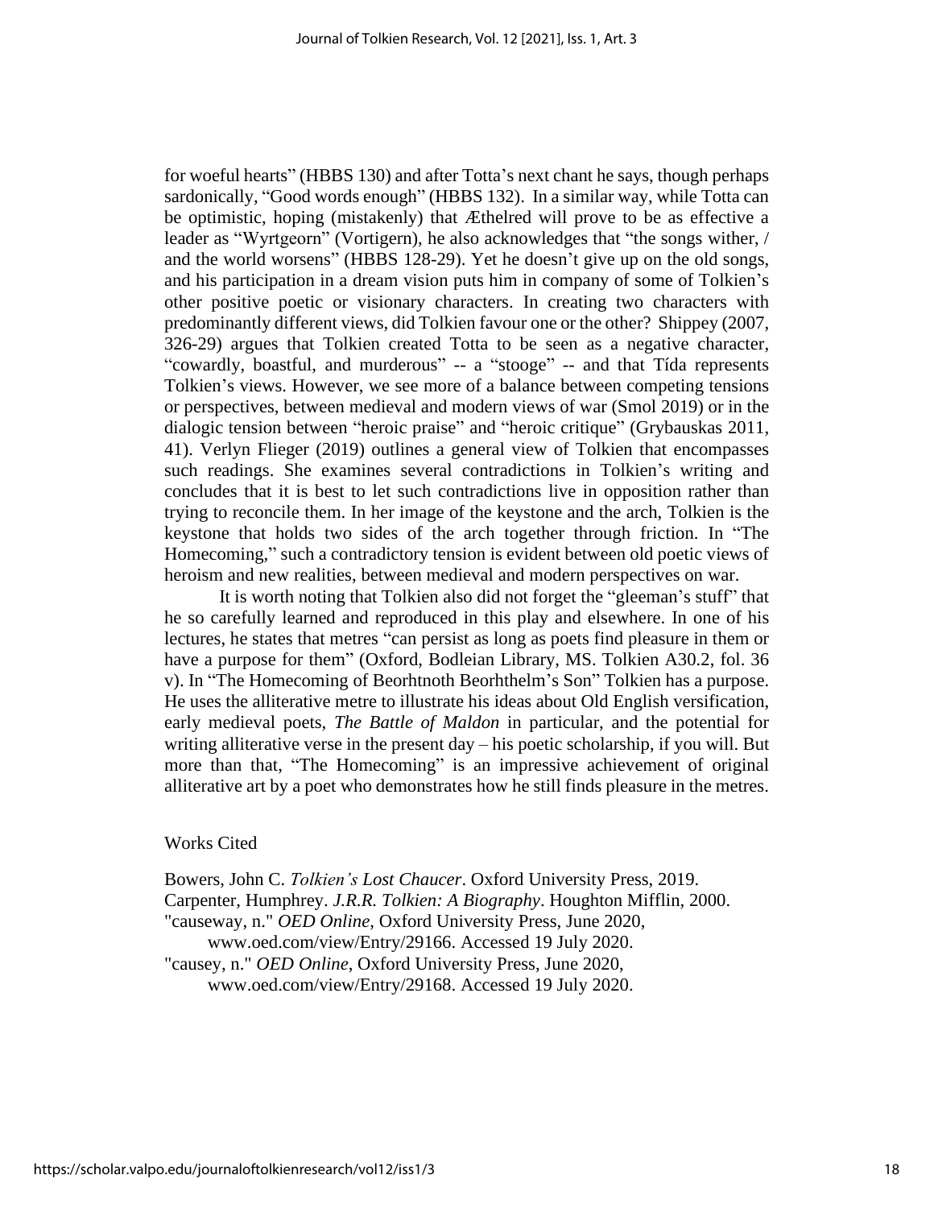for woeful hearts" (HBBS 130) and after Totta's next chant he says, though perhaps sardonically, "Good words enough" (HBBS 132). In a similar way, while Totta can be optimistic, hoping (mistakenly) that Æthelred will prove to be as effective a leader as "Wyrtgeorn" (Vortigern), he also acknowledges that "the songs wither, / and the world worsens" (HBBS 128-29). Yet he doesn't give up on the old songs, and his participation in a dream vision puts him in company of some of Tolkien's other positive poetic or visionary characters. In creating two characters with predominantly different views, did Tolkien favour one or the other? Shippey (2007, 326-29) argues that Tolkien created Totta to be seen as a negative character, "cowardly, boastful, and murderous" -- a "stooge" -- and that Tída represents Tolkien's views. However, we see more of a balance between competing tensions or perspectives, between medieval and modern views of war (Smol 2019) or in the dialogic tension between "heroic praise" and "heroic critique" (Grybauskas 2011, 41). Verlyn Flieger (2019) outlines a general view of Tolkien that encompasses such readings. She examines several contradictions in Tolkien's writing and concludes that it is best to let such contradictions live in opposition rather than trying to reconcile them. In her image of the keystone and the arch, Tolkien is the keystone that holds two sides of the arch together through friction. In "The Homecoming," such a contradictory tension is evident between old poetic views of heroism and new realities, between medieval and modern perspectives on war.

It is worth noting that Tolkien also did not forget the "gleeman's stuff" that he so carefully learned and reproduced in this play and elsewhere. In one of his lectures, he states that metres "can persist as long as poets find pleasure in them or have a purpose for them" (Oxford, Bodleian Library, MS. Tolkien A30.2, fol. 36 v). In "The Homecoming of Beorhtnoth Beorhthelm's Son" Tolkien has a purpose. He uses the alliterative metre to illustrate his ideas about Old English versification, early medieval poets, *The Battle of Maldon* in particular, and the potential for writing alliterative verse in the present day – his poetic scholarship, if you will. But more than that, "The Homecoming" is an impressive achievement of original alliterative art by a poet who demonstrates how he still finds pleasure in the metres.

## Works Cited

Bowers, John C. *Tolkien's Lost Chaucer*. Oxford University Press, 2019.

Carpenter, Humphrey. *J.R.R. Tolkien: A Biography*. Houghton Mifflin, 2000.

"causeway, n." *OED Online*, Oxford University Press, June 2020, www.oed.com/view/Entry/29166. Accessed 19 July 2020.

"causey, n." *OED Online*, Oxford University Press, June 2020, www.oed.com/view/Entry/29168. Accessed 19 July 2020.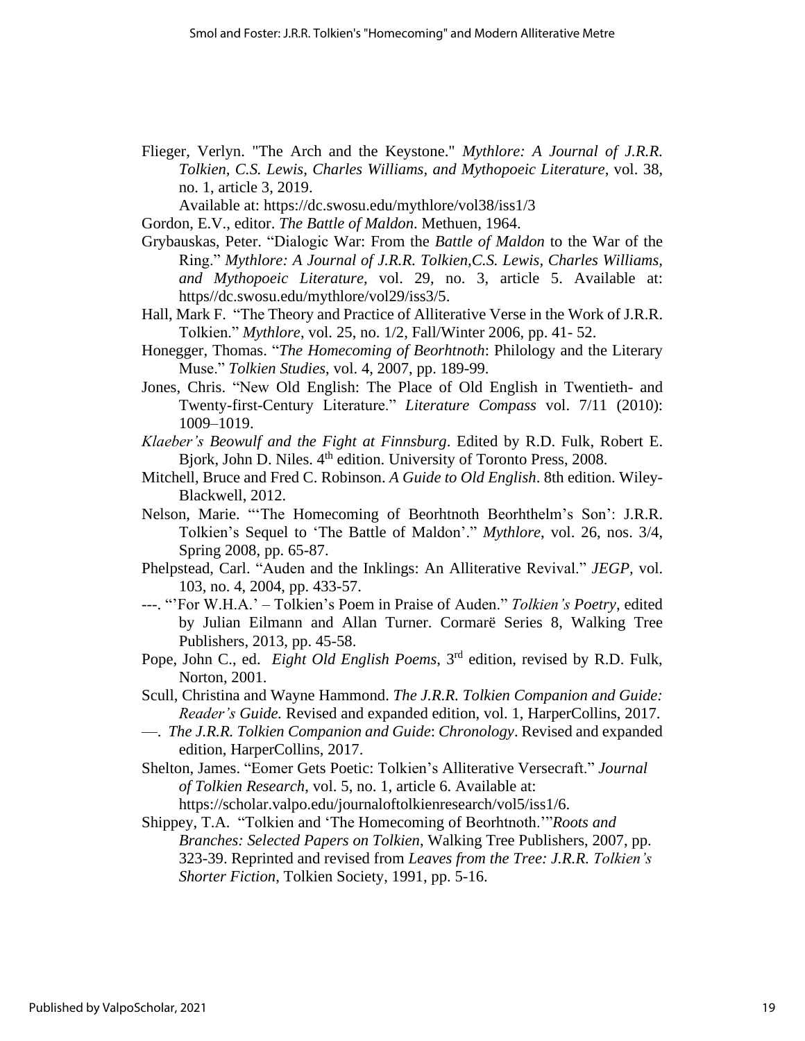Flieger, Verlyn. "The Arch and the Keystone." *Mythlore: A Journal of J.R.R. Tolkien, C.S. Lewis, Charles Williams, and Mythopoeic Literature*, vol. 38, no. 1, article 3, 2019.
Available at: https://dc.swosu.edu/mythlore/vol38/iss1/3

Gordon, E.V., editor. *The Battle of Maldon*. Methuen, 1964.

Grybauskas, Peter. "Dialogic War: From the *Battle of Maldon* to the War of the Ring." *Mythlore: A Journal of J.R.R. Tolkien,C.S. Lewis, Charles Williams, and Mythopoeic Literature*, vol. 29, no. 3, article 5. Available at: https//dc.swosu.edu/mythlore/vol29/iss3/5.

Hall, Mark F. "The Theory and Practice of Alliterative Verse in the Work of J.R.R. Tolkien." *Mythlore*, vol. 25, no. 1/2, Fall/Winter 2006, pp. 41- 52.

Honegger, Thomas. "*The Homecoming of Beorhtnoth*: Philology and the Literary Muse." *Tolkien Studies*, vol. 4, 2007, pp. 189-99.

Jones, Chris. "New Old English: The Place of Old English in Twentieth- and Twenty-first-Century Literature." *Literature Compass* vol. 7/11 (2010): 1009–1019.

*Klaeber's Beowulf and the Fight at Finnsburg*. Edited by R.D. Fulk, Robert E. Bjork, John D. Niles. 4th edition. University of Toronto Press, 2008.

Mitchell, Bruce and Fred C. Robinson. *A Guide to Old English*. 8th edition. Wiley-Blackwell, 2012.

Nelson, Marie. "'The Homecoming of Beorhtnoth Beorhthelm's Son': J.R.R. Tolkien's Sequel to 'The Battle of Maldon'." *Mythlore*, vol. 26, nos. 3/4, Spring 2008, pp. 65-87.

Phelpstead, Carl. "Auden and the Inklings: An Alliterative Revival." *JEGP*, vol. 103, no. 4, 2004, pp. 433-57.

---. "'For W.H.A.' – Tolkien's Poem in Praise of Auden." *Tolkien's Poetry*, edited by Julian Eilmann and Allan Turner. Cormarë Series 8, Walking Tree Publishers, 2013, pp. 45-58.

Pope, John C., ed. *Eight Old English Poems*, 3rd edition, revised by R.D. Fulk, Norton, 2001.

Scull, Christina and Wayne Hammond. *The J.R.R. Tolkien Companion and Guide: Reader's Guide.* Revised and expanded edition, vol. 1, HarperCollins, 2017.

—. *The J.R.R. Tolkien Companion and Guide*: *Chronology*. Revised and expanded edition, HarperCollins, 2017.

Shelton, James. "Eomer Gets Poetic: Tolkien's Alliterative Versecraft." *Journal of Tolkien Research*, vol. 5, no. 1, article 6. Available at: https://scholar.valpo.edu/journaloftolkienresearch/vol5/iss1/6.

Shippey, T.A. "Tolkien and 'The Homecoming of Beorhtnoth.'"*Roots and Branches: Selected Papers on Tolkien*, Walking Tree Publishers, 2007, pp. 323-39. Reprinted and revised from *Leaves from the Tree: J.R.R. Tolkien's Shorter Fiction*, Tolkien Society, 1991, pp. 5-16.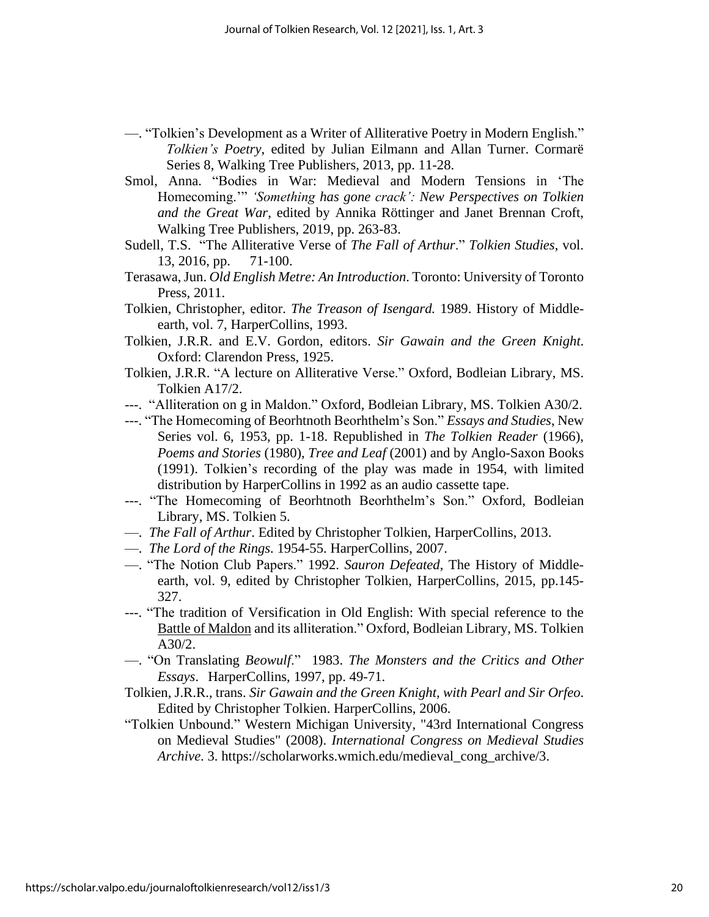—. "Tolkien's Development as a Writer of Alliterative Poetry in Modern English." *Tolkien's Poetry*, edited by Julian Eilmann and Allan Turner. Cormarë Series 8, Walking Tree Publishers, 2013, pp. 11-28.

Smol, Anna. "Bodies in War: Medieval and Modern Tensions in 'The Homecoming.'" *'Something has gone crack': New Perspectives on Tolkien and the Great War*, edited by Annika Röttinger and Janet Brennan Croft, Walking Tree Publishers, 2019, pp. 263-83.

Sudell, T.S. "The Alliterative Verse of *The Fall of Arthur*." *Tolkien Studies*, vol. 13, 2016, pp. 71-100.

Terasawa, Jun. *Old English Metre: An Introduction*. Toronto: University of Toronto Press, 2011.

Tolkien, Christopher, editor. *The Treason of Isengard.* 1989. History of Middle-earth, vol. 7, HarperCollins, 1993.

Tolkien, J.R.R. and E.V. Gordon, editors. *Sir Gawain and the Green Knight.* Oxford: Clarendon Press, 1925.

Tolkien, J.R.R. "A lecture on Alliterative Verse." Oxford, Bodleian Library, MS. Tolkien A17/2.

---. "Alliteration on g in Maldon." Oxford, Bodleian Library, MS. Tolkien A30/2.

---. "The Homecoming of Beorhtnoth Beorhthelm's Son." *Essays and Studies*, New Series vol. 6, 1953, pp. 1-18. Republished in *The Tolkien Reader* (1966), *Poems and Stories* (1980), *Tree and Leaf* (2001) and by Anglo-Saxon Books (1991). Tolkien's recording of the play was made in 1954, with limited distribution by HarperCollins in 1992 as an audio cassette tape.

---. "The Homecoming of Beorhtnoth Beorhthelm's Son." Oxford, Bodleian Library, MS. Tolkien 5.

—. *The Fall of Arthur*. Edited by Christopher Tolkien, HarperCollins, 2013.

—. *The Lord of the Rings*. 1954-55. HarperCollins, 2007.

—. "The Notion Club Papers." 1992. *Sauron Defeated*, The History of Middle-earth, vol. 9, edited by Christopher Tolkien, HarperCollins, 2015, pp.145-327.

---. "The tradition of Versification in Old English: With special reference to the Battle of Maldon and its alliteration." Oxford, Bodleian Library, MS. Tolkien A30/2.

—. "On Translating *Beowulf*." 1983. *The Monsters and the Critics and Other Essays*. HarperCollins, 1997, pp. 49-71.

Tolkien, J.R.R., trans. *Sir Gawain and the Green Knight, with Pearl and Sir Orfeo*. Edited by Christopher Tolkien. HarperCollins, 2006.

"Tolkien Unbound." Western Michigan University, "43rd International Congress on Medieval Studies" (2008). *International Congress on Medieval Studies Archive*. 3. https://scholarworks.wmich.edu/medieval_cong_archive/3.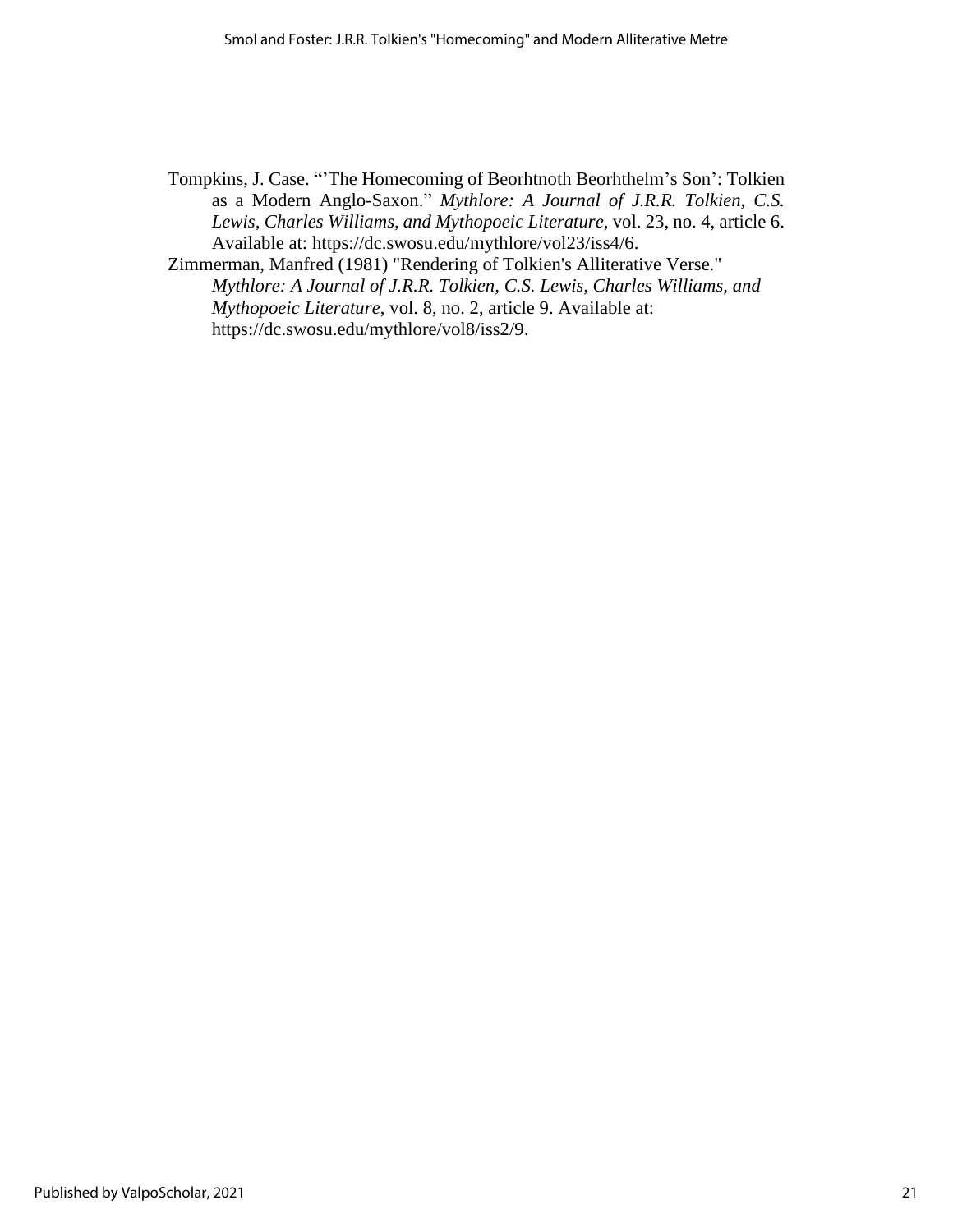Tompkins, J. Case. "'The Homecoming of Beorhtnoth Beorhthelm's Son': Tolkien as a Modern Anglo-Saxon." *Mythlore: A Journal of J.R.R. Tolkien, C.S. Lewis, Charles Williams, and Mythopoeic Literature*, vol. 23, no. 4, article 6. Available at: https://dc.swosu.edu/mythlore/vol23/iss4/6.

Zimmerman, Manfred (1981) "Rendering of Tolkien's Alliterative Verse." *Mythlore: A Journal of J.R.R. Tolkien, C.S. Lewis, Charles Williams, and Mythopoeic Literature*, vol. 8, no. 2, article 9. Available at: https://dc.swosu.edu/mythlore/vol8/iss2/9.